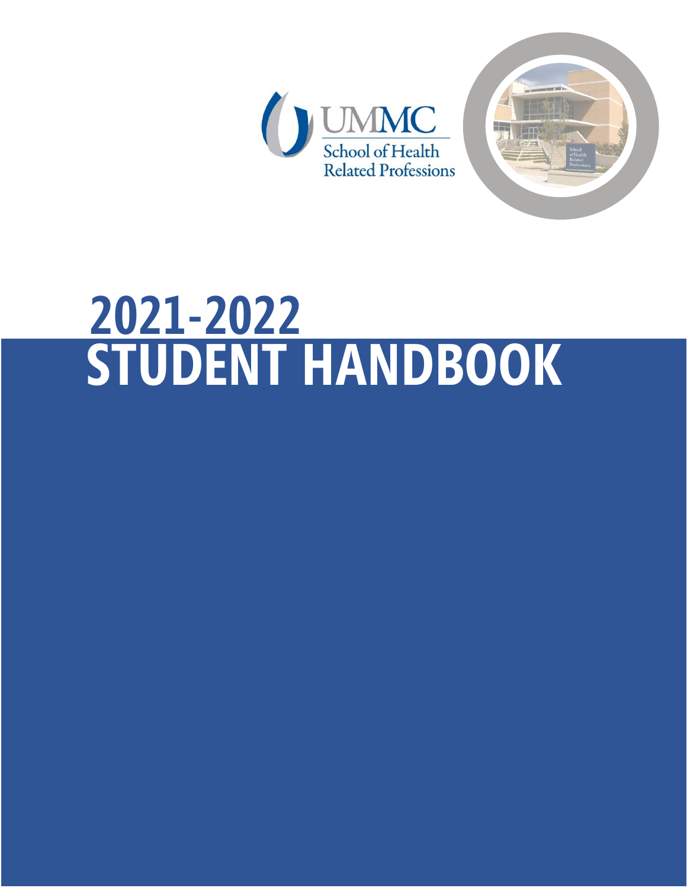UMMC

School of Health Related Professions

# 2021-2022 STUDENT HANDBOOK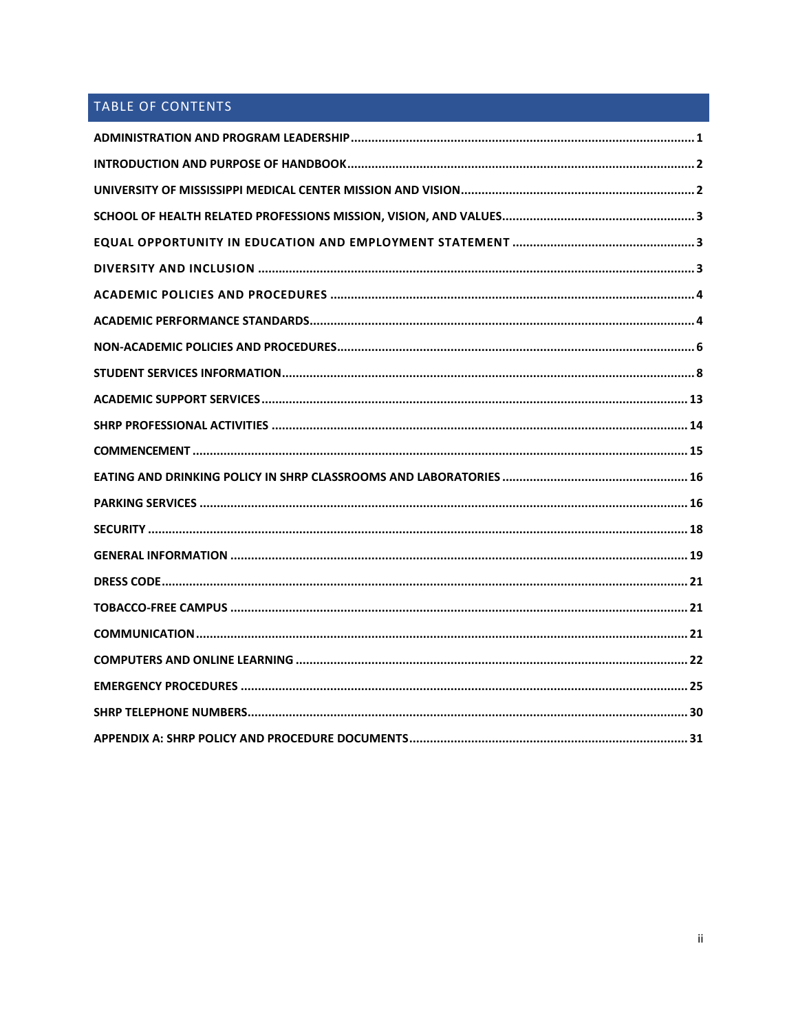## TABLE OF CONTENTS

ADMINISTRATION AND PROGRAM LEADERSHIP ........................................ 1

INTRODUCTION AND PURPOSE OF HANDBOOK ........................................ 2

UNIVERSITY OF MISSISSIPPI MEDICAL CENTER MISSION AND VISION ........................................ 2

SCHOOL OF HEALTH RELATED PROFESSIONS MISSION, VISION, AND VALUES ........................................ 3

EQUAL OPPORTUNITY IN EDUCATION AND EMPLOYMENT STATEMENT ........................................ 3

DIVERSITY AND INCLUSION ........................................ 3

ACADEMIC POLICIES AND PROCEDURES ........................................ 4

ACADEMIC PERFORMANCE STANDARDS ........................................ 4

NON-ACADEMIC POLICIES AND PROCEDURES ........................................ 6

STUDENT SERVICES INFORMATION ........................................ 8

ACADEMIC SUPPORT SERVICES ........................................ 13

SHRP PROFESSIONAL ACTIVITIES ........................................ 14

COMMENCEMENT ........................................ 15

EATING AND DRINKING POLICY IN SHRP CLASSROOMS AND LABORATORIES ........................................ 16

PARKING SERVICES ........................................ 16

SECURITY ........................................ 18

GENERAL INFORMATION ........................................ 19

DRESS CODE ........................................ 21

TOBACCO-FREE CAMPUS ........................................ 21

COMMUNICATION ........................................ 21

COMPUTERS AND ONLINE LEARNING ........................................ 22

EMERGENCY PROCEDURES ........................................ 25

SHRP TELEPHONE NUMBERS ........................................ 30

APPENDIX A: SHRP POLICY AND PROCEDURE DOCUMENTS ........................................ 31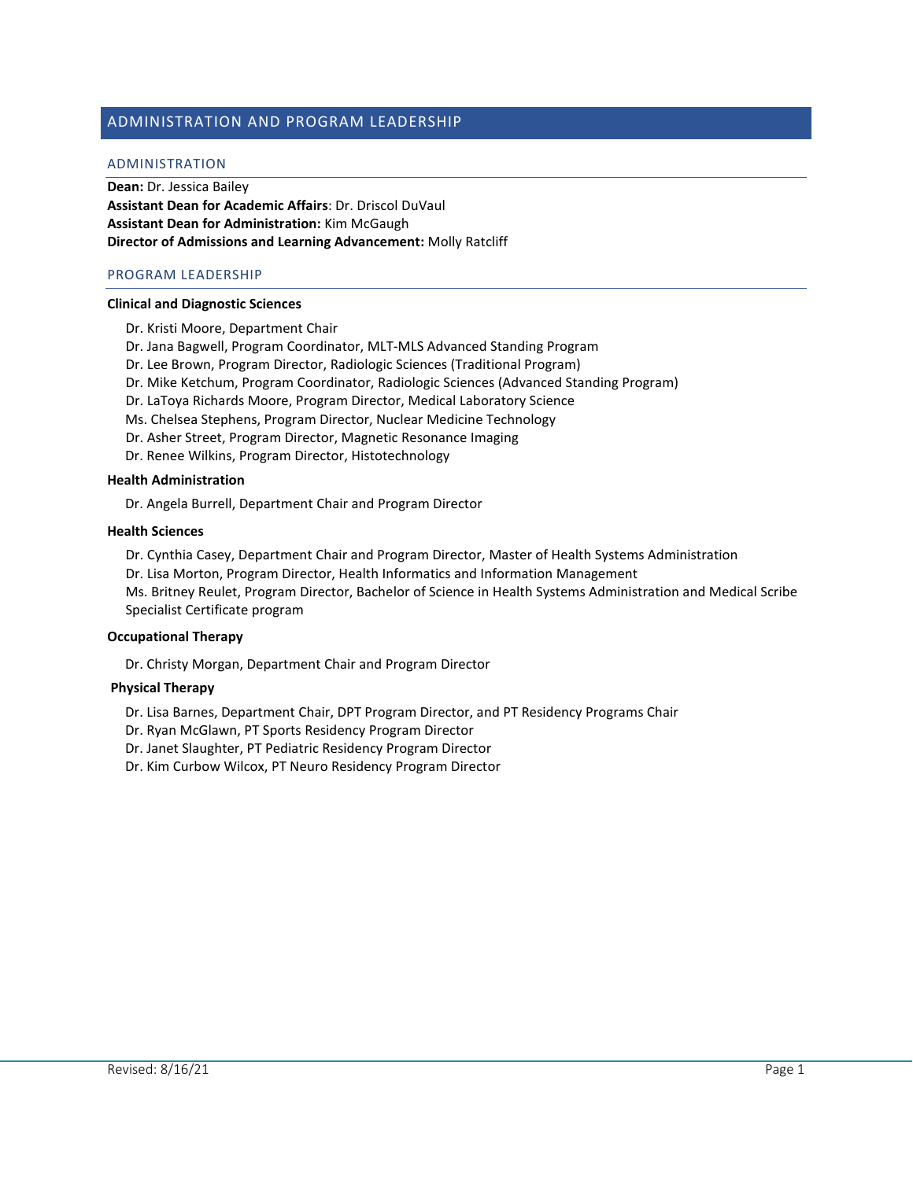## ADMINISTRATION AND PROGRAM LEADERSHIP

### ADMINISTRATION

**Dean:** Dr. Jessica Bailey
**Assistant Dean for Academic Affairs**: Dr. Driscol DuVaul
**Assistant Dean for Administration:** Kim McGaugh
**Director of Admissions and Learning Advancement:** Molly Ratcliff

### PROGRAM LEADERSHIP

**Clinical and Diagnostic Sciences**

- Dr. Kristi Moore, Department Chair
- Dr. Jana Bagwell, Program Coordinator, MLT-MLS Advanced Standing Program
- Dr. Lee Brown, Program Director, Radiologic Sciences (Traditional Program)
- Dr. Mike Ketchum, Program Coordinator, Radiologic Sciences (Advanced Standing Program)
- Dr. LaToya Richards Moore, Program Director, Medical Laboratory Science
- Ms. Chelsea Stephens, Program Director, Nuclear Medicine Technology
- Dr. Asher Street, Program Director, Magnetic Resonance Imaging
- Dr. Renee Wilkins, Program Director, Histotechnology

**Health Administration**

- Dr. Angela Burrell, Department Chair and Program Director

**Health Sciences**

- Dr. Cynthia Casey, Department Chair and Program Director, Master of Health Systems Administration
- Dr. Lisa Morton, Program Director, Health Informatics and Information Management
- Ms. Britney Reulet, Program Director, Bachelor of Science in Health Systems Administration and Medical Scribe Specialist Certificate program

**Occupational Therapy**

- Dr. Christy Morgan, Department Chair and Program Director

**Physical Therapy**

- Dr. Lisa Barnes, Department Chair, DPT Program Director, and PT Residency Programs Chair
- Dr. Ryan McGlawn, PT Sports Residency Program Director
- Dr. Janet Slaughter, PT Pediatric Residency Program Director
- Dr. Kim Curbow Wilcox, PT Neuro Residency Program Director

Revised: 8/16/21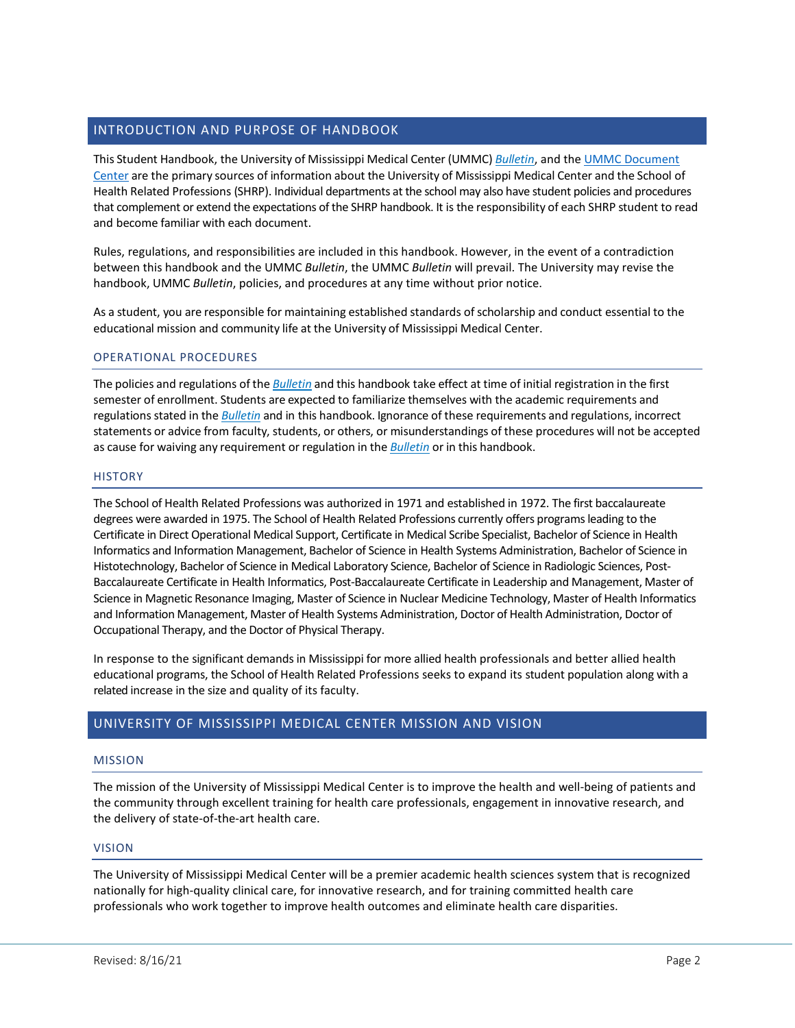## INTRODUCTION AND PURPOSE OF HANDBOOK

This Student Handbook, the University of Mississippi Medical Center (UMMC) *Bulletin*, and the UMMC Document Center are the primary sources of information about the University of Mississippi Medical Center and the School of Health Related Professions (SHRP). Individual departments at the school may also have student policies and procedures that complement or extend the expectations of the SHRP handbook. It is the responsibility of each SHRP student to read and become familiar with each document.

Rules, regulations, and responsibilities are included in this handbook. However, in the event of a contradiction between this handbook and the UMMC *Bulletin*, the UMMC *Bulletin* will prevail. The University may revise the handbook, UMMC *Bulletin*, policies, and procedures at any time without prior notice.

As a student, you are responsible for maintaining established standards of scholarship and conduct essential to the educational mission and community life at the University of Mississippi Medical Center.

### OPERATIONAL PROCEDURES

The policies and regulations of the *Bulletin* and this handbook take effect at time of initial registration in the first semester of enrollment. Students are expected to familiarize themselves with the academic requirements and regulations stated in the *Bulletin* and in this handbook. Ignorance of these requirements and regulations, incorrect statements or advice from faculty, students, or others, or misunderstandings of these procedures will not be accepted as cause for waiving any requirement or regulation in the *Bulletin* or in this handbook.

### HISTORY

The School of Health Related Professions was authorized in 1971 and established in 1972. The first baccalaureate degrees were awarded in 1975. The School of Health Related Professions currently offers programs leading to the Certificate in Direct Operational Medical Support, Certificate in Medical Scribe Specialist, Bachelor of Science in Health Informatics and Information Management, Bachelor of Science in Health Systems Administration, Bachelor of Science in Histotechnology, Bachelor of Science in Medical Laboratory Science, Bachelor of Science in Radiologic Sciences, Post-Baccalaureate Certificate in Health Informatics, Post-Baccalaureate Certificate in Leadership and Management, Master of Science in Magnetic Resonance Imaging, Master of Science in Nuclear Medicine Technology, Master of Health Informatics and Information Management, Master of Health Systems Administration, Doctor of Health Administration, Doctor of Occupational Therapy, and the Doctor of Physical Therapy.

In response to the significant demands in Mississippi for more allied health professionals and better allied health educational programs, the School of Health Related Professions seeks to expand its student population along with a related increase in the size and quality of its faculty.

## UNIVERSITY OF MISSISSIPPI MEDICAL CENTER MISSION AND VISION

### MISSION

The mission of the University of Mississippi Medical Center is to improve the health and well-being of patients and the community through excellent training for health care professionals, engagement in innovative research, and the delivery of state-of-the-art health care.

### VISION

The University of Mississippi Medical Center will be a premier academic health sciences system that is recognized nationally for high-quality clinical care, for innovative research, and for training committed health care professionals who work together to improve health outcomes and eliminate health care disparities.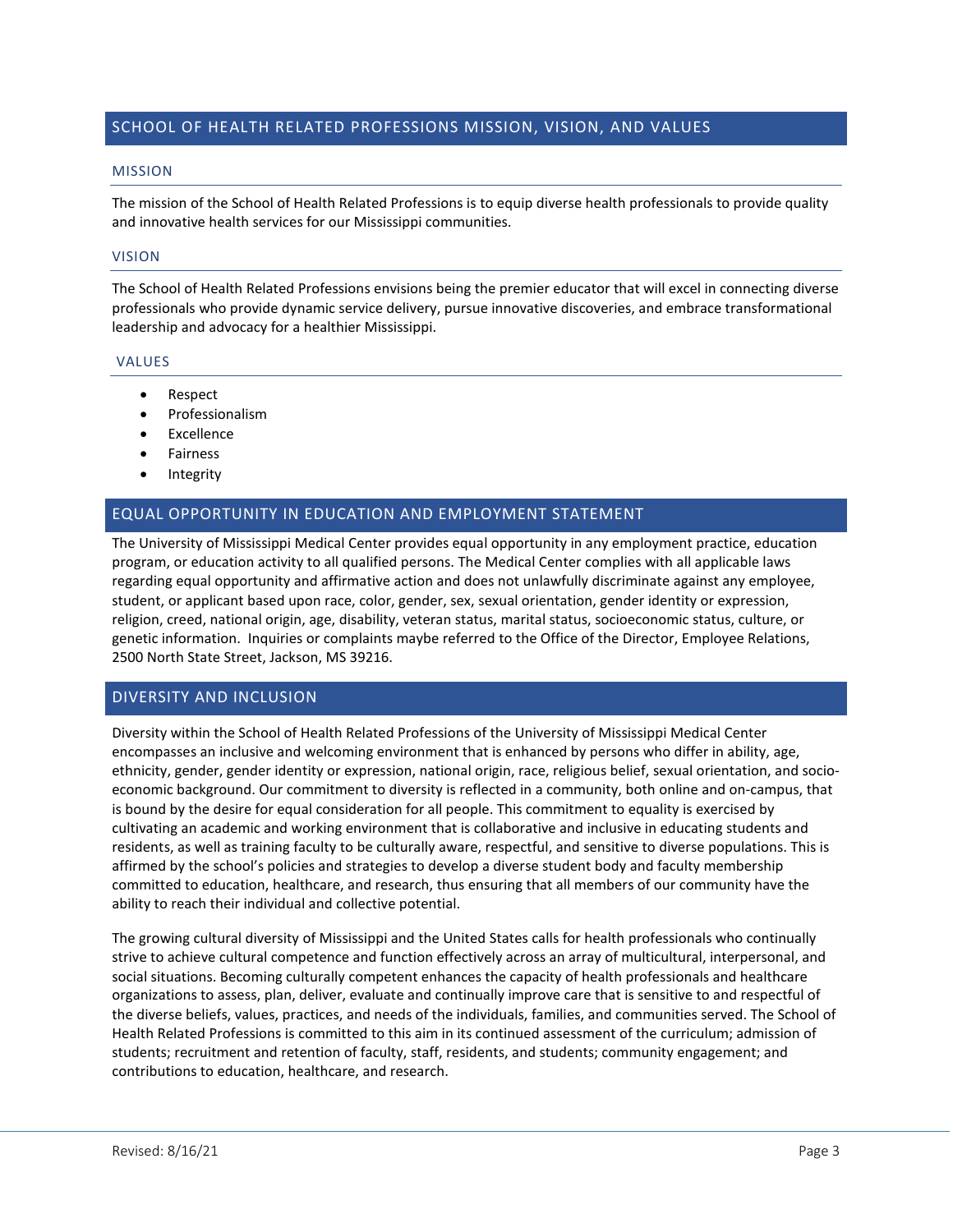## SCHOOL OF HEALTH RELATED PROFESSIONS MISSION, VISION, AND VALUES

### MISSION

The mission of the School of Health Related Professions is to equip diverse health professionals to provide quality and innovative health services for our Mississippi communities.

### VISION

The School of Health Related Professions envisions being the premier educator that will excel in connecting diverse professionals who provide dynamic service delivery, pursue innovative discoveries, and embrace transformational leadership and advocacy for a healthier Mississippi.

### VALUES

- Respect
- Professionalism
- Excellence
- Fairness
- Integrity

## EQUAL OPPORTUNITY IN EDUCATION AND EMPLOYMENT STATEMENT

The University of Mississippi Medical Center provides equal opportunity in any employment practice, education program, or education activity to all qualified persons. The Medical Center complies with all applicable laws regarding equal opportunity and affirmative action and does not unlawfully discriminate against any employee, student, or applicant based upon race, color, gender, sex, sexual orientation, gender identity or expression, religion, creed, national origin, age, disability, veteran status, marital status, socioeconomic status, culture, or genetic information. Inquiries or complaints maybe referred to the Office of the Director, Employee Relations, 2500 North State Street, Jackson, MS 39216.

## DIVERSITY AND INCLUSION

Diversity within the School of Health Related Professions of the University of Mississippi Medical Center encompasses an inclusive and welcoming environment that is enhanced by persons who differ in ability, age, ethnicity, gender, gender identity or expression, national origin, race, religious belief, sexual orientation, and socio-economic background. Our commitment to diversity is reflected in a community, both online and on-campus, that is bound by the desire for equal consideration for all people. This commitment to equality is exercised by cultivating an academic and working environment that is collaborative and inclusive in educating students and residents, as well as training faculty to be culturally aware, respectful, and sensitive to diverse populations. This is affirmed by the school's policies and strategies to develop a diverse student body and faculty membership committed to education, healthcare, and research, thus ensuring that all members of our community have the ability to reach their individual and collective potential.

The growing cultural diversity of Mississippi and the United States calls for health professionals who continually strive to achieve cultural competence and function effectively across an array of multicultural, interpersonal, and social situations. Becoming culturally competent enhances the capacity of health professionals and healthcare organizations to assess, plan, deliver, evaluate and continually improve care that is sensitive to and respectful of the diverse beliefs, values, practices, and needs of the individuals, families, and communities served. The School of Health Related Professions is committed to this aim in its continued assessment of the curriculum; admission of students; recruitment and retention of faculty, staff, residents, and students; community engagement; and contributions to education, healthcare, and research.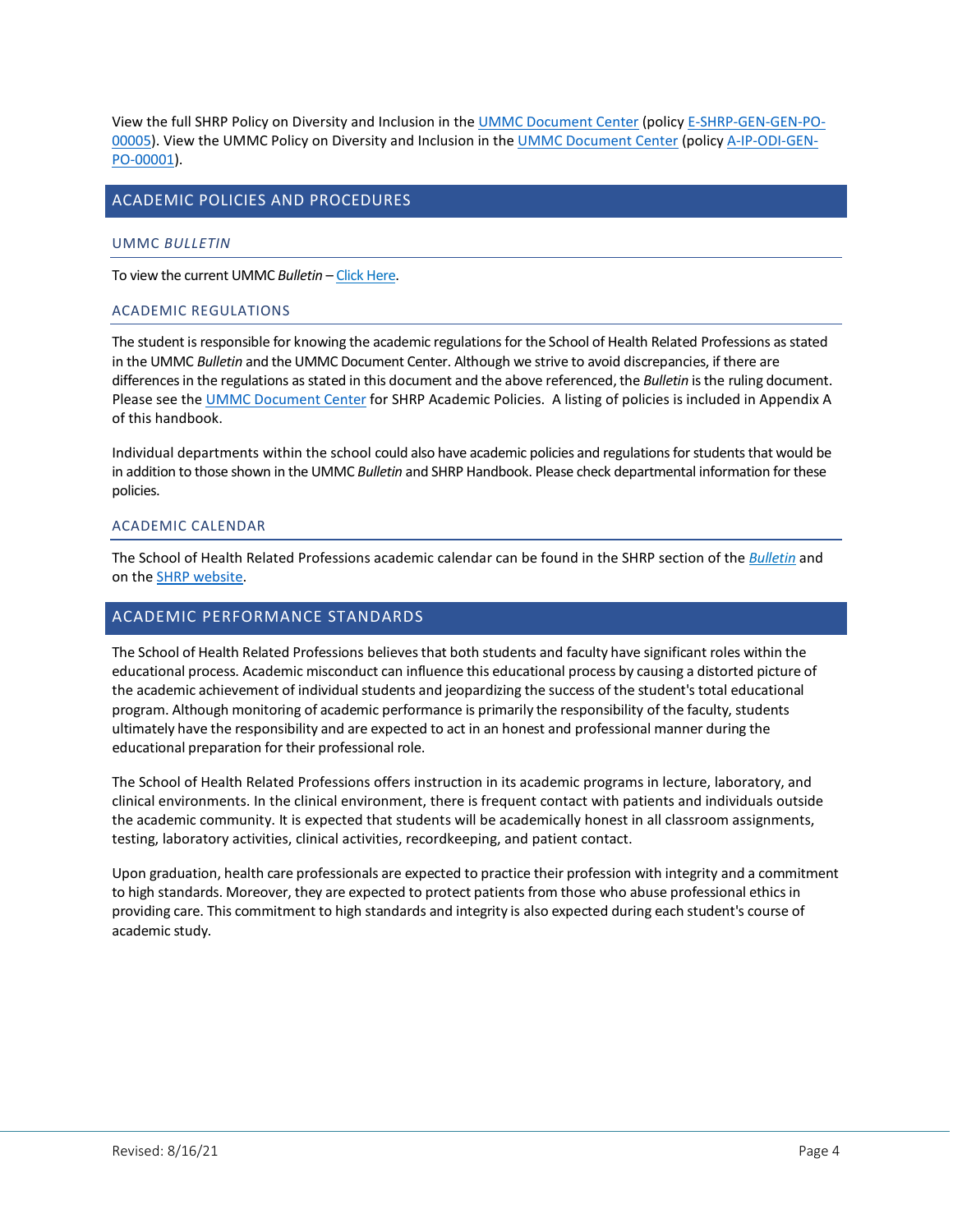View the full SHRP Policy on Diversity and Inclusion in the UMMC Document Center (policy E-SHRP-GEN-GEN-PO-00005). View the UMMC Policy on Diversity and Inclusion in the UMMC Document Center (policy A-IP-ODI-GEN-PO-00001).

## ACADEMIC POLICIES AND PROCEDURES

### UMMC *BULLETIN*

To view the current UMMC *Bulletin* – Click Here.

### ACADEMIC REGULATIONS

The student is responsible for knowing the academic regulations for the School of Health Related Professions as stated in the UMMC *Bulletin* and the UMMC Document Center. Although we strive to avoid discrepancies, if there are differences in the regulations as stated in this document and the above referenced, the *Bulletin* is the ruling document. Please see the UMMC Document Center for SHRP Academic Policies. A listing of policies is included in Appendix A of this handbook.

Individual departments within the school could also have academic policies and regulations for students that would be in addition to those shown in the UMMC *Bulletin* and SHRP Handbook. Please check departmental information for these policies.

### ACADEMIC CALENDAR

The School of Health Related Professions academic calendar can be found in the SHRP section of the *Bulletin* and on the SHRP website.

## ACADEMIC PERFORMANCE STANDARDS

The School of Health Related Professions believes that both students and faculty have significant roles within the educational process. Academic misconduct can influence this educational process by causing a distorted picture of the academic achievement of individual students and jeopardizing the success of the student's total educational program. Although monitoring of academic performance is primarily the responsibility of the faculty, students ultimately have the responsibility and are expected to act in an honest and professional manner during the educational preparation for their professional role.

The School of Health Related Professions offers instruction in its academic programs in lecture, laboratory, and clinical environments. In the clinical environment, there is frequent contact with patients and individuals outside the academic community. It is expected that students will be academically honest in all classroom assignments, testing, laboratory activities, clinical activities, recordkeeping, and patient contact.

Upon graduation, health care professionals are expected to practice their profession with integrity and a commitment to high standards. Moreover, they are expected to protect patients from those who abuse professional ethics in providing care. This commitment to high standards and integrity is also expected during each student's course of academic study.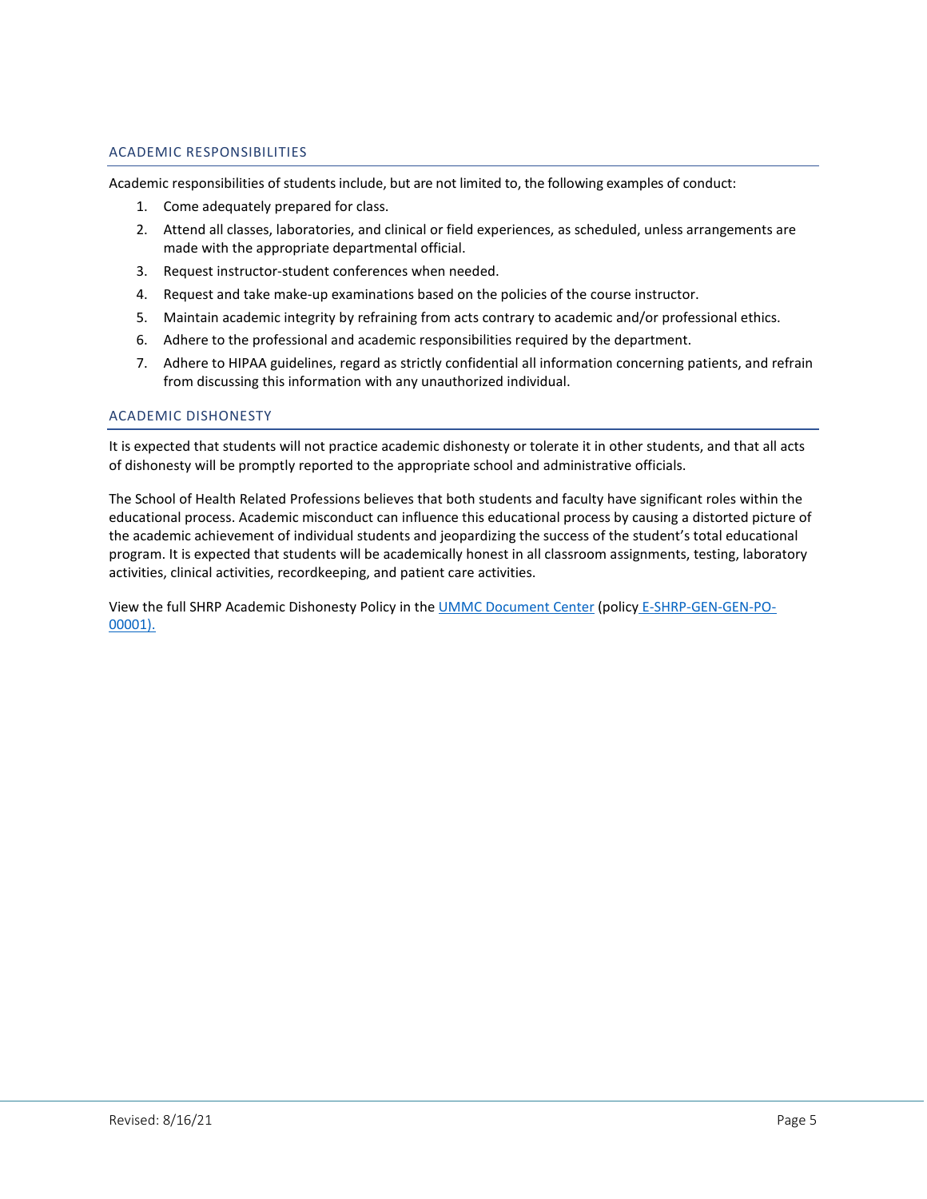## ACADEMIC RESPONSIBILITIES

Academic responsibilities of students include, but are not limited to, the following examples of conduct:

1. Come adequately prepared for class.
2. Attend all classes, laboratories, and clinical or field experiences, as scheduled, unless arrangements are made with the appropriate departmental official.
3. Request instructor-student conferences when needed.
4. Request and take make-up examinations based on the policies of the course instructor.
5. Maintain academic integrity by refraining from acts contrary to academic and/or professional ethics.
6. Adhere to the professional and academic responsibilities required by the department.
7. Adhere to HIPAA guidelines, regard as strictly confidential all information concerning patients, and refrain from discussing this information with any unauthorized individual.

## ACADEMIC DISHONESTY

It is expected that students will not practice academic dishonesty or tolerate it in other students, and that all acts of dishonesty will be promptly reported to the appropriate school and administrative officials.

The School of Health Related Professions believes that both students and faculty have significant roles within the educational process. Academic misconduct can influence this educational process by causing a distorted picture of the academic achievement of individual students and jeopardizing the success of the student's total educational program. It is expected that students will be academically honest in all classroom assignments, testing, laboratory activities, clinical activities, recordkeeping, and patient care activities.

View the full SHRP Academic Dishonesty Policy in the UMMC Document Center (policy E-SHRP-GEN-GEN-PO-00001).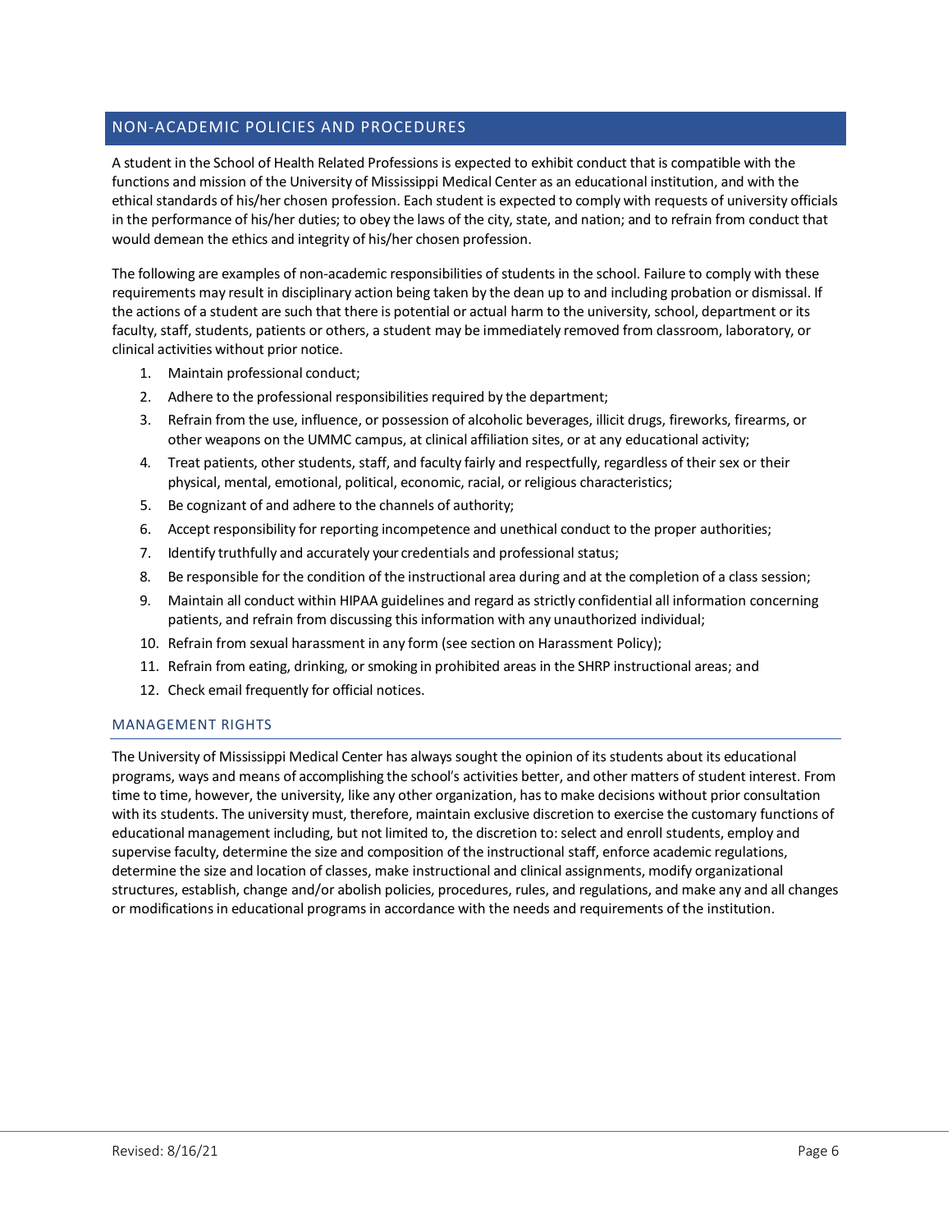## NON-ACADEMIC POLICIES AND PROCEDURES

A student in the School of Health Related Professions is expected to exhibit conduct that is compatible with the functions and mission of the University of Mississippi Medical Center as an educational institution, and with the ethical standards of his/her chosen profession. Each student is expected to comply with requests of university officials in the performance of his/her duties; to obey the laws of the city, state, and nation; and to refrain from conduct that would demean the ethics and integrity of his/her chosen profession.

The following are examples of non-academic responsibilities of students in the school. Failure to comply with these requirements may result in disciplinary action being taken by the dean up to and including probation or dismissal. If the actions of a student are such that there is potential or actual harm to the university, school, department or its faculty, staff, students, patients or others, a student may be immediately removed from classroom, laboratory, or clinical activities without prior notice.

1. Maintain professional conduct;
2. Adhere to the professional responsibilities required by the department;
3. Refrain from the use, influence, or possession of alcoholic beverages, illicit drugs, fireworks, firearms, or other weapons on the UMMC campus, at clinical affiliation sites, or at any educational activity;
4. Treat patients, other students, staff, and faculty fairly and respectfully, regardless of their sex or their physical, mental, emotional, political, economic, racial, or religious characteristics;
5. Be cognizant of and adhere to the channels of authority;
6. Accept responsibility for reporting incompetence and unethical conduct to the proper authorities;
7. Identify truthfully and accurately your credentials and professional status;
8. Be responsible for the condition of the instructional area during and at the completion of a class session;
9. Maintain all conduct within HIPAA guidelines and regard as strictly confidential all information concerning patients, and refrain from discussing this information with any unauthorized individual;
10. Refrain from sexual harassment in any form (see section on Harassment Policy);
11. Refrain from eating, drinking, or smoking in prohibited areas in the SHRP instructional areas; and
12. Check email frequently for official notices.

### MANAGEMENT RIGHTS

The University of Mississippi Medical Center has always sought the opinion of its students about its educational programs, ways and means of accomplishing the school's activities better, and other matters of student interest. From time to time, however, the university, like any other organization, has to make decisions without prior consultation with its students. The university must, therefore, maintain exclusive discretion to exercise the customary functions of educational management including, but not limited to, the discretion to: select and enroll students, employ and supervise faculty, determine the size and composition of the instructional staff, enforce academic regulations, determine the size and location of classes, make instructional and clinical assignments, modify organizational structures, establish, change and/or abolish policies, procedures, rules, and regulations, and make any and all changes or modifications in educational programs in accordance with the needs and requirements of the institution.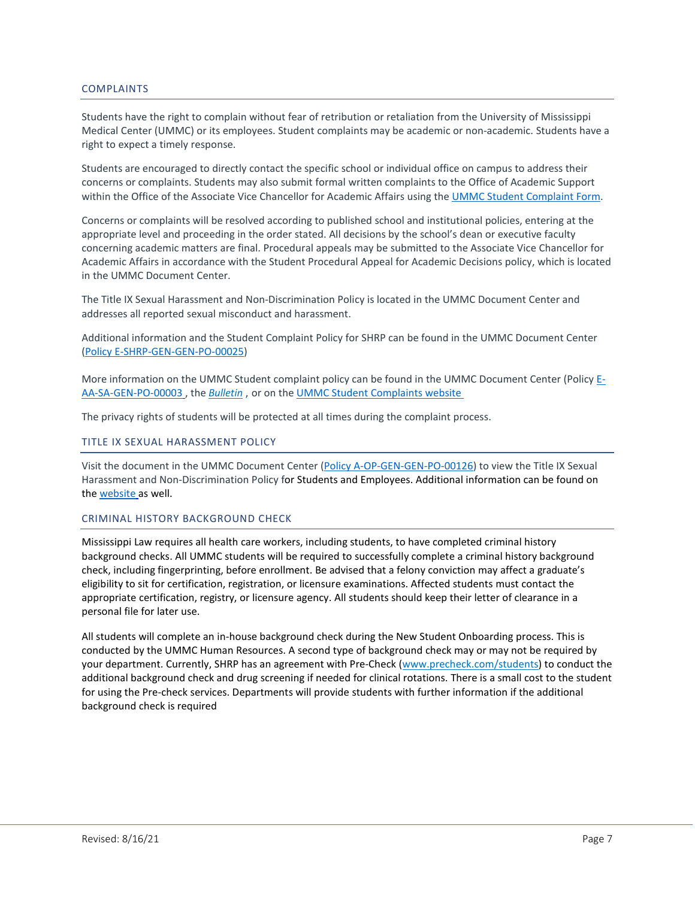## COMPLAINTS

Students have the right to complain without fear of retribution or retaliation from the University of Mississippi Medical Center (UMMC) or its employees. Student complaints may be academic or non-academic. Students have a right to expect a timely response.

Students are encouraged to directly contact the specific school or individual office on campus to address their concerns or complaints. Students may also submit formal written complaints to the Office of Academic Support within the Office of the Associate Vice Chancellor for Academic Affairs using the UMMC Student Complaint Form.

Concerns or complaints will be resolved according to published school and institutional policies, entering at the appropriate level and proceeding in the order stated. All decisions by the school's dean or executive faculty concerning academic matters are final. Procedural appeals may be submitted to the Associate Vice Chancellor for Academic Affairs in accordance with the Student Procedural Appeal for Academic Decisions policy, which is located in the UMMC Document Center.

The Title IX Sexual Harassment and Non-Discrimination Policy is located in the UMMC Document Center and addresses all reported sexual misconduct and harassment.

Additional information and the Student Complaint Policy for SHRP can be found in the UMMC Document Center (Policy E-SHRP-GEN-GEN-PO-00025)

More information on the UMMC Student complaint policy can be found in the UMMC Document Center (Policy E-AA-SA-GEN-PO-00003 , the *Bulletin* , or on the UMMC Student Complaints website

The privacy rights of students will be protected at all times during the complaint process.

## TITLE IX SEXUAL HARASSMENT POLICY

Visit the document in the UMMC Document Center (Policy A-OP-GEN-GEN-PO-00126) to view the Title IX Sexual Harassment and Non-Discrimination Policy for Students and Employees. Additional information can be found on the website as well.

## CRIMINAL HISTORY BACKGROUND CHECK

Mississippi Law requires all health care workers, including students, to have completed criminal history background checks. All UMMC students will be required to successfully complete a criminal history background check, including fingerprinting, before enrollment. Be advised that a felony conviction may affect a graduate's eligibility to sit for certification, registration, or licensure examinations. Affected students must contact the appropriate certification, registry, or licensure agency. All students should keep their letter of clearance in a personal file for later use.

All students will complete an in-house background check during the New Student Onboarding process. This is conducted by the UMMC Human Resources. A second type of background check may or may not be required by your department. Currently, SHRP has an agreement with Pre-Check (www.precheck.com/students) to conduct the additional background check and drug screening if needed for clinical rotations. There is a small cost to the student for using the Pre-check services. Departments will provide students with further information if the additional background check is required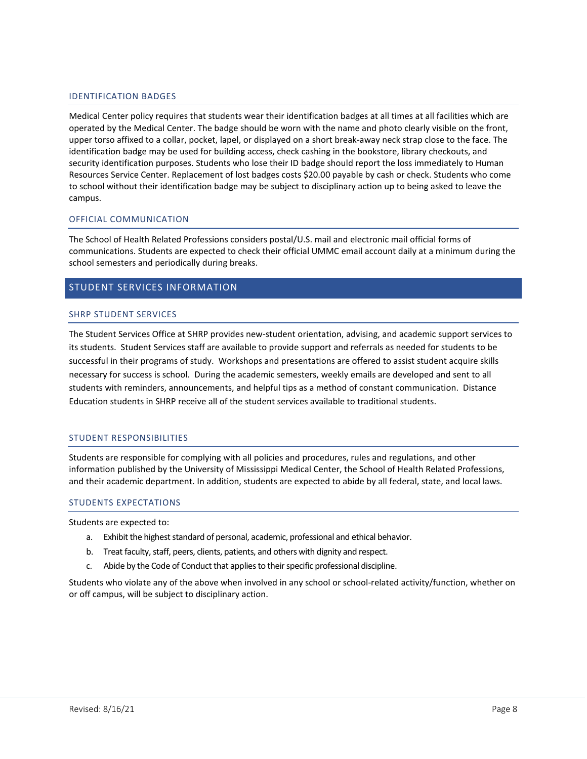### IDENTIFICATION BADGES

Medical Center policy requires that students wear their identification badges at all times at all facilities which are operated by the Medical Center. The badge should be worn with the name and photo clearly visible on the front, upper torso affixed to a collar, pocket, lapel, or displayed on a short break-away neck strap close to the face. The identification badge may be used for building access, check cashing in the bookstore, library checkouts, and security identification purposes. Students who lose their ID badge should report the loss immediately to Human Resources Service Center. Replacement of lost badges costs $20.00 payable by cash or check. Students who come to school without their identification badge may be subject to disciplinary action up to being asked to leave the campus.

### OFFICIAL COMMUNICATION

The School of Health Related Professions considers postal/U.S. mail and electronic mail official forms of communications. Students are expected to check their official UMMC email account daily at a minimum during the school semesters and periodically during breaks.

## STUDENT SERVICES INFORMATION

### SHRP STUDENT SERVICES

The Student Services Office at SHRP provides new-student orientation, advising, and academic support services to its students. Student Services staff are available to provide support and referrals as needed for students to be successful in their programs of study. Workshops and presentations are offered to assist student acquire skills necessary for success is school. During the academic semesters, weekly emails are developed and sent to all students with reminders, announcements, and helpful tips as a method of constant communication. Distance Education students in SHRP receive all of the student services available to traditional students.

### STUDENT RESPONSIBILITIES

Students are responsible for complying with all policies and procedures, rules and regulations, and other information published by the University of Mississippi Medical Center, the School of Health Related Professions, and their academic department. In addition, students are expected to abide by all federal, state, and local laws.

### STUDENTS EXPECTATIONS

Students are expected to:

a. Exhibit the highest standard of personal, academic, professional and ethical behavior.
b. Treat faculty, staff, peers, clients, patients, and others with dignity and respect.
c. Abide by the Code of Conduct that applies to their specific professional discipline.

Students who violate any of the above when involved in any school or school-related activity/function, whether on or off campus, will be subject to disciplinary action.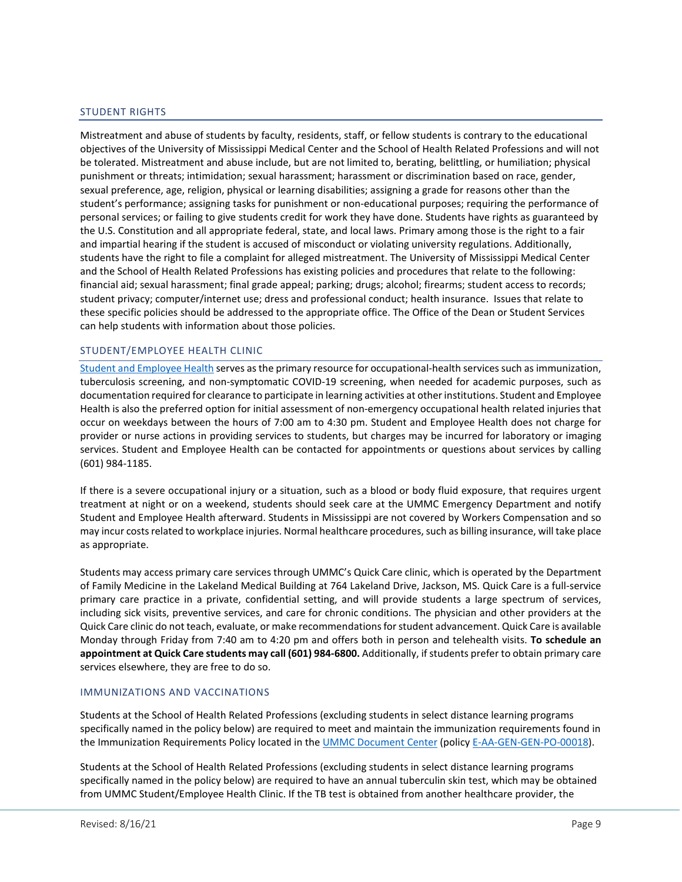## STUDENT RIGHTS

Mistreatment and abuse of students by faculty, residents, staff, or fellow students is contrary to the educational objectives of the University of Mississippi Medical Center and the School of Health Related Professions and will not be tolerated. Mistreatment and abuse include, but are not limited to, berating, belittling, or humiliation; physical punishment or threats; intimidation; sexual harassment; harassment or discrimination based on race, gender, sexual preference, age, religion, physical or learning disabilities; assigning a grade for reasons other than the student's performance; assigning tasks for punishment or non-educational purposes; requiring the performance of personal services; or failing to give students credit for work they have done. Students have rights as guaranteed by the U.S. Constitution and all appropriate federal, state, and local laws. Primary among those is the right to a fair and impartial hearing if the student is accused of misconduct or violating university regulations. Additionally, students have the right to file a complaint for alleged mistreatment. The University of Mississippi Medical Center and the School of Health Related Professions has existing policies and procedures that relate to the following: financial aid; sexual harassment; final grade appeal; parking; drugs; alcohol; firearms; student access to records; student privacy; computer/internet use; dress and professional conduct; health insurance. Issues that relate to these specific policies should be addressed to the appropriate office. The Office of the Dean or Student Services can help students with information about those policies.

## STUDENT/EMPLOYEE HEALTH CLINIC

Student and Employee Health serves as the primary resource for occupational-health services such as immunization, tuberculosis screening, and non-symptomatic COVID-19 screening, when needed for academic purposes, such as documentation required for clearance to participate in learning activities at other institutions. Student and Employee Health is also the preferred option for initial assessment of non-emergency occupational health related injuries that occur on weekdays between the hours of 7:00 am to 4:30 pm. Student and Employee Health does not charge for provider or nurse actions in providing services to students, but charges may be incurred for laboratory or imaging services. Student and Employee Health can be contacted for appointments or questions about services by calling (601) 984-1185.

If there is a severe occupational injury or a situation, such as a blood or body fluid exposure, that requires urgent treatment at night or on a weekend, students should seek care at the UMMC Emergency Department and notify Student and Employee Health afterward. Students in Mississippi are not covered by Workers Compensation and so may incur costs related to workplace injuries. Normal healthcare procedures, such as billing insurance, will take place as appropriate.

Students may access primary care services through UMMC's Quick Care clinic, which is operated by the Department of Family Medicine in the Lakeland Medical Building at 764 Lakeland Drive, Jackson, MS. Quick Care is a full-service primary care practice in a private, confidential setting, and will provide students a large spectrum of services, including sick visits, preventive services, and care for chronic conditions. The physician and other providers at the Quick Care clinic do not teach, evaluate, or make recommendations for student advancement. Quick Care is available Monday through Friday from 7:40 am to 4:20 pm and offers both in person and telehealth visits. **To schedule an appointment at Quick Care students may call (601) 984-6800.** Additionally, if students prefer to obtain primary care services elsewhere, they are free to do so.

## IMMUNIZATIONS AND VACCINATIONS

Students at the School of Health Related Professions (excluding students in select distance learning programs specifically named in the policy below) are required to meet and maintain the immunization requirements found in the Immunization Requirements Policy located in the UMMC Document Center (policy E-AA-GEN-GEN-PO-00018).

Students at the School of Health Related Professions (excluding students in select distance learning programs specifically named in the policy below) are required to have an annual tuberculin skin test, which may be obtained from UMMC Student/Employee Health Clinic. If the TB test is obtained from another healthcare provider, the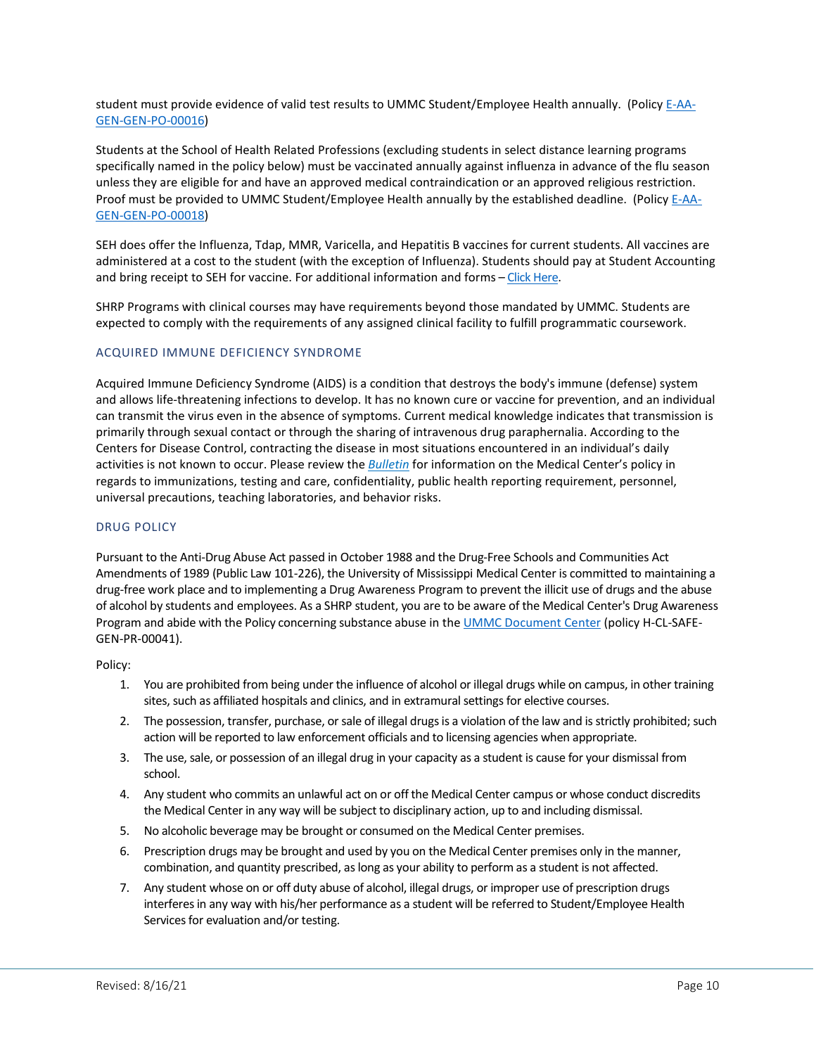student must provide evidence of valid test results to UMMC Student/Employee Health annually. (Policy [E-AA-GEN-GEN-PO-00016](E-AA-GEN-GEN-PO-00016))

Students at the School of Health Related Professions (excluding students in select distance learning programs specifically named in the policy below) must be vaccinated annually against influenza in advance of the flu season unless they are eligible for and have an approved medical contraindication or an approved religious restriction. Proof must be provided to UMMC Student/Employee Health annually by the established deadline. (Policy [E-AA-GEN-GEN-PO-00018](E-AA-GEN-GEN-PO-00018))

SEH does offer the Influenza, Tdap, MMR, Varicella, and Hepatitis B vaccines for current students. All vaccines are administered at a cost to the student (with the exception of Influenza). Students should pay at Student Accounting and bring receipt to SEH for vaccine. For additional information and forms – Click Here.

SHRP Programs with clinical courses may have requirements beyond those mandated by UMMC. Students are expected to comply with the requirements of any assigned clinical facility to fulfill programmatic coursework.

### ACQUIRED IMMUNE DEFICIENCY SYNDROME

Acquired Immune Deficiency Syndrome (AIDS) is a condition that destroys the body's immune (defense) system and allows life-threatening infections to develop. It has no known cure or vaccine for prevention, and an individual can transmit the virus even in the absence of symptoms. Current medical knowledge indicates that transmission is primarily through sexual contact or through the sharing of intravenous drug paraphernalia. According to the Centers for Disease Control, contracting the disease in most situations encountered in an individual's daily activities is not known to occur. Please review the *Bulletin* for information on the Medical Center's policy in regards to immunizations, testing and care, confidentiality, public health reporting requirement, personnel, universal precautions, teaching laboratories, and behavior risks.

### DRUG POLICY

Pursuant to the Anti-Drug Abuse Act passed in October 1988 and the Drug-Free Schools and Communities Act Amendments of 1989 (Public Law 101-226), the University of Mississippi Medical Center is committed to maintaining a drug-free work place and to implementing a Drug Awareness Program to prevent the illicit use of drugs and the abuse of alcohol by students and employees. As a SHRP student, you are to be aware of the Medical Center's Drug Awareness Program and abide with the Policy concerning substance abuse in the UMMC Document Center (policy H-CL-SAFE-GEN-PR-00041).

Policy:

1. You are prohibited from being under the influence of alcohol or illegal drugs while on campus, in other training sites, such as affiliated hospitals and clinics, and in extramural settings for elective courses.
2. The possession, transfer, purchase, or sale of illegal drugs is a violation of the law and is strictly prohibited; such action will be reported to law enforcement officials and to licensing agencies when appropriate.
3. The use, sale, or possession of an illegal drug in your capacity as a student is cause for your dismissal from school.
4. Any student who commits an unlawful act on or off the Medical Center campus or whose conduct discredits the Medical Center in any way will be subject to disciplinary action, up to and including dismissal.
5. No alcoholic beverage may be brought or consumed on the Medical Center premises.
6. Prescription drugs may be brought and used by you on the Medical Center premises only in the manner, combination, and quantity prescribed, as long as your ability to perform as a student is not affected.
7. Any student whose on or off duty abuse of alcohol, illegal drugs, or improper use of prescription drugs interferes in any way with his/her performance as a student will be referred to Student/Employee Health Services for evaluation and/or testing.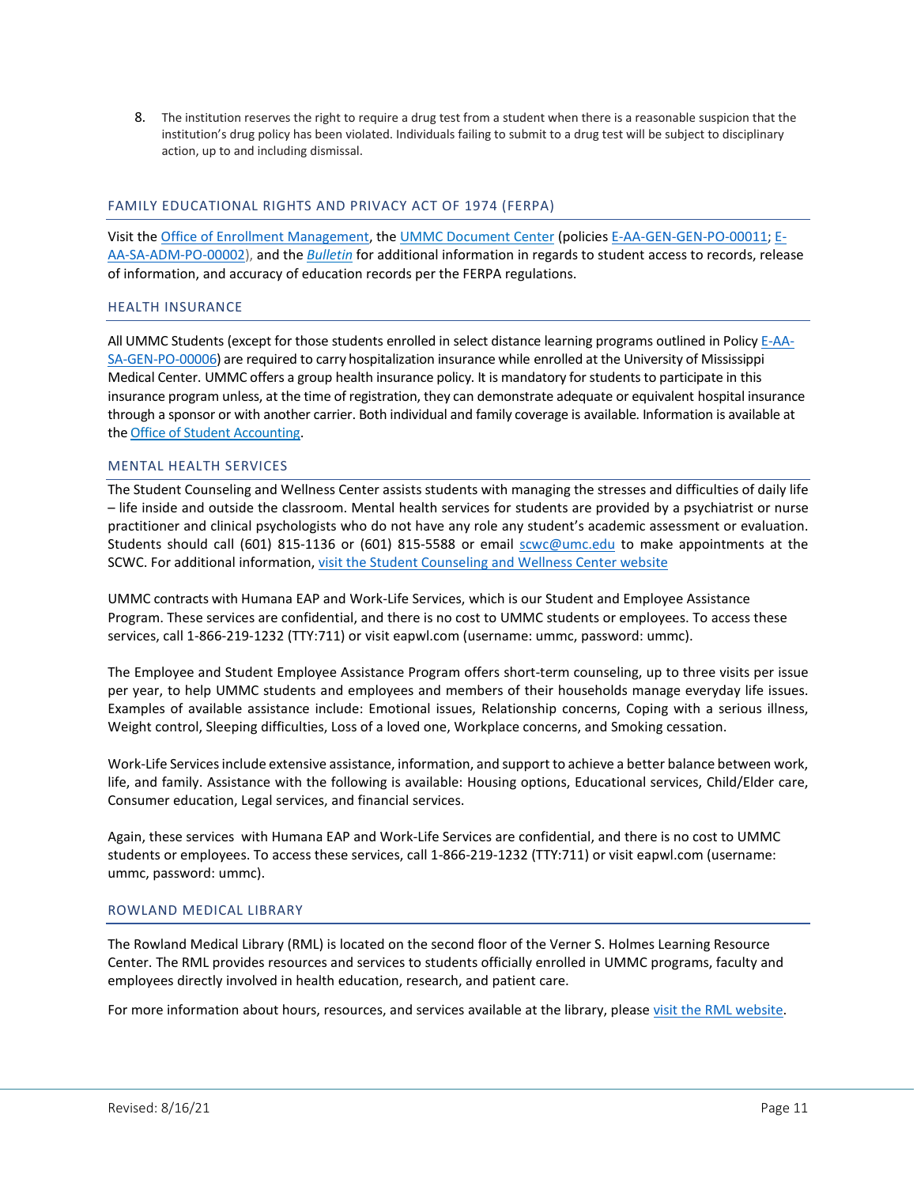8. The institution reserves the right to require a drug test from a student when there is a reasonable suspicion that the institution's drug policy has been violated. Individuals failing to submit to a drug test will be subject to disciplinary action, up to and including dismissal.

## FAMILY EDUCATIONAL RIGHTS AND PRIVACY ACT OF 1974 (FERPA)

Visit the Office of Enrollment Management, the UMMC Document Center (policies E-AA-GEN-GEN-PO-00011; E-AA-SA-ADM-PO-00002), and the *Bulletin* for additional information in regards to student access to records, release of information, and accuracy of education records per the FERPA regulations.

## HEALTH INSURANCE

All UMMC Students (except for those students enrolled in select distance learning programs outlined in Policy E-AA-SA-GEN-PO-00006) are required to carry hospitalization insurance while enrolled at the University of Mississippi Medical Center. UMMC offers a group health insurance policy. It is mandatory for students to participate in this insurance program unless, at the time of registration, they can demonstrate adequate or equivalent hospital insurance through a sponsor or with another carrier. Both individual and family coverage is available. Information is available at the Office of Student Accounting.

## MENTAL HEALTH SERVICES

The Student Counseling and Wellness Center assists students with managing the stresses and difficulties of daily life – life inside and outside the classroom. Mental health services for students are provided by a psychiatrist or nurse practitioner and clinical psychologists who do not have any role any student's academic assessment or evaluation. Students should call (601) 815-1136 or (601) 815-5588 or email scwc@umc.edu to make appointments at the SCWC. For additional information, visit the Student Counseling and Wellness Center website

UMMC contracts with Humana EAP and Work-Life Services, which is our Student and Employee Assistance Program. These services are confidential, and there is no cost to UMMC students or employees. To access these services, call 1-866-219-1232 (TTY:711) or visit eapwl.com (username: ummc, password: ummc).

The Employee and Student Employee Assistance Program offers short-term counseling, up to three visits per issue per year, to help UMMC students and employees and members of their households manage everyday life issues. Examples of available assistance include: Emotional issues, Relationship concerns, Coping with a serious illness, Weight control, Sleeping difficulties, Loss of a loved one, Workplace concerns, and Smoking cessation.

Work-Life Services include extensive assistance, information, and support to achieve a better balance between work, life, and family. Assistance with the following is available: Housing options, Educational services, Child/Elder care, Consumer education, Legal services, and financial services.

Again, these services with Humana EAP and Work-Life Services are confidential, and there is no cost to UMMC students or employees. To access these services, call 1-866-219-1232 (TTY:711) or visit eapwl.com (username: ummc, password: ummc).

## ROWLAND MEDICAL LIBRARY

The Rowland Medical Library (RML) is located on the second floor of the Verner S. Holmes Learning Resource Center. The RML provides resources and services to students officially enrolled in UMMC programs, faculty and employees directly involved in health education, research, and patient care.

For more information about hours, resources, and services available at the library, please visit the RML website.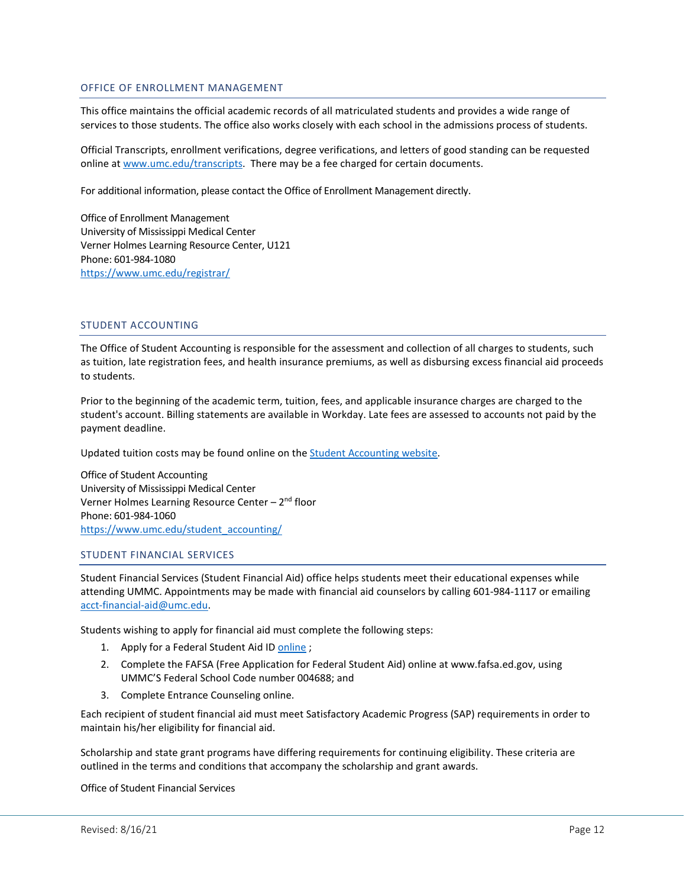## OFFICE OF ENROLLMENT MANAGEMENT

This office maintains the official academic records of all matriculated students and provides a wide range of services to those students. The office also works closely with each school in the admissions process of students.

Official Transcripts, enrollment verifications, degree verifications, and letters of good standing can be requested online at [www.umc.edu/transcripts](www.umc.edu/transcripts). There may be a fee charged for certain documents.

For additional information, please contact the Office of Enrollment Management directly.

Office of Enrollment Management
University of Mississippi Medical Center
Verner Holmes Learning Resource Center, U121
Phone: 601-984-1080
[https://www.umc.edu/registrar/](https://www.umc.edu/registrar/)

## STUDENT ACCOUNTING

The Office of Student Accounting is responsible for the assessment and collection of all charges to students, such as tuition, late registration fees, and health insurance premiums, as well as disbursing excess financial aid proceeds to students.

Prior to the beginning of the academic term, tuition, fees, and applicable insurance charges are charged to the student's account. Billing statements are available in Workday. Late fees are assessed to accounts not paid by the payment deadline.

Updated tuition costs may be found online on the Student Accounting website.

Office of Student Accounting
University of Mississippi Medical Center
Verner Holmes Learning Resource Center – 2nd floor
Phone: 601-984-1060
[https://www.umc.edu/student_accounting/](https://www.umc.edu/student_accounting/)

## STUDENT FINANCIAL SERVICES

Student Financial Services (Student Financial Aid) office helps students meet their educational expenses while attending UMMC. Appointments may be made with financial aid counselors by calling 601-984-1117 or emailing acct-financial-aid@umc.edu.

Students wishing to apply for financial aid must complete the following steps:

1. Apply for a Federal Student Aid ID online ;
2. Complete the FAFSA (Free Application for Federal Student Aid) online at www.fafsa.ed.gov, using UMMC'S Federal School Code number 004688; and
3. Complete Entrance Counseling online.

Each recipient of student financial aid must meet Satisfactory Academic Progress (SAP) requirements in order to maintain his/her eligibility for financial aid.

Scholarship and state grant programs have differing requirements for continuing eligibility. These criteria are outlined in the terms and conditions that accompany the scholarship and grant awards.

Office of Student Financial Services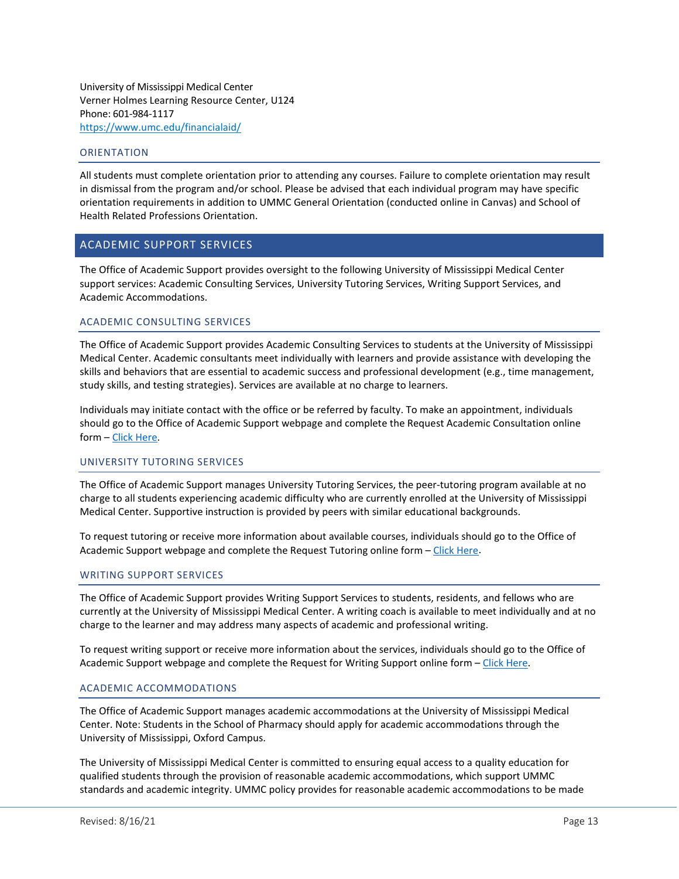University of Mississippi Medical Center
Verner Holmes Learning Resource Center, U124
Phone: 601-984-1117
[https://www.umc.edu/financialaid/](https://www.umc.edu/financialaid/)

### ORIENTATION

All students must complete orientation prior to attending any courses. Failure to complete orientation may result in dismissal from the program and/or school. Please be advised that each individual program may have specific orientation requirements in addition to UMMC General Orientation (conducted online in Canvas) and School of Health Related Professions Orientation.

## ACADEMIC SUPPORT SERVICES

The Office of Academic Support provides oversight to the following University of Mississippi Medical Center support services: Academic Consulting Services, University Tutoring Services, Writing Support Services, and Academic Accommodations.

### ACADEMIC CONSULTING SERVICES

The Office of Academic Support provides Academic Consulting Services to students at the University of Mississippi Medical Center. Academic consultants meet individually with learners and provide assistance with developing the skills and behaviors that are essential to academic success and professional development (e.g., time management, study skills, and testing strategies). Services are available at no charge to learners.

Individuals may initiate contact with the office or be referred by faculty. To make an appointment, individuals should go to the Office of Academic Support webpage and complete the Request Academic Consultation online form – Click Here.

### UNIVERSITY TUTORING SERVICES

The Office of Academic Support manages University Tutoring Services, the peer-tutoring program available at no charge to all students experiencing academic difficulty who are currently enrolled at the University of Mississippi Medical Center. Supportive instruction is provided by peers with similar educational backgrounds.

To request tutoring or receive more information about available courses, individuals should go to the Office of Academic Support webpage and complete the Request Tutoring online form – Click Here.

### WRITING SUPPORT SERVICES

The Office of Academic Support provides Writing Support Services to students, residents, and fellows who are currently at the University of Mississippi Medical Center. A writing coach is available to meet individually and at no charge to the learner and may address many aspects of academic and professional writing.

To request writing support or receive more information about the services, individuals should go to the Office of Academic Support webpage and complete the Request for Writing Support online form – Click Here.

### ACADEMIC ACCOMMODATIONS

The Office of Academic Support manages academic accommodations at the University of Mississippi Medical Center. Note: Students in the School of Pharmacy should apply for academic accommodations through the University of Mississippi, Oxford Campus.

The University of Mississippi Medical Center is committed to ensuring equal access to a quality education for qualified students through the provision of reasonable academic accommodations, which support UMMC standards and academic integrity. UMMC policy provides for reasonable academic accommodations to be made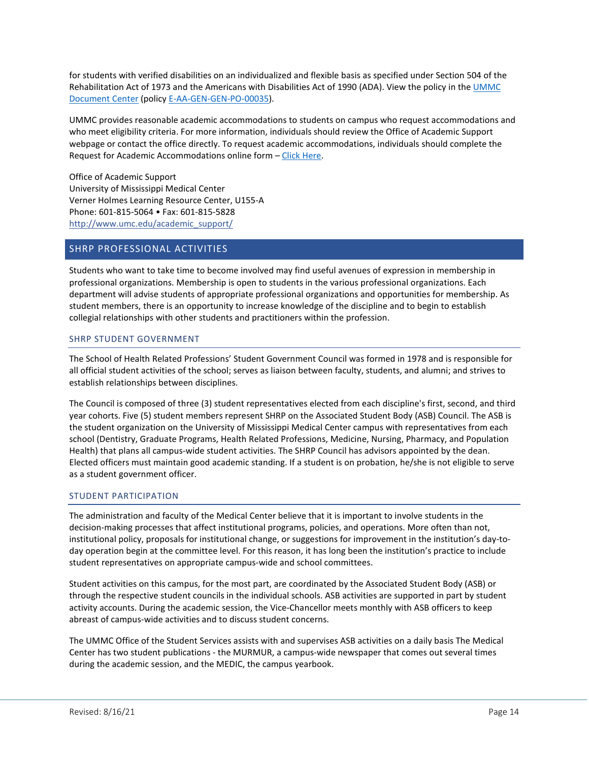for students with verified disabilities on an individualized and flexible basis as specified under Section 504 of the Rehabilitation Act of 1973 and the Americans with Disabilities Act of 1990 (ADA). View the policy in the UMMC Document Center (policy E-AA-GEN-GEN-PO-00035).

UMMC provides reasonable academic accommodations to students on campus who request accommodations and who meet eligibility criteria. For more information, individuals should review the Office of Academic Support webpage or contact the office directly. To request academic accommodations, individuals should complete the Request for Academic Accommodations online form – Click Here.

Office of Academic Support
University of Mississippi Medical Center
Verner Holmes Learning Resource Center, U155-A
Phone: 601-815-5064 • Fax: 601-815-5828
http://www.umc.edu/academic_support/

## SHRP PROFESSIONAL ACTIVITIES

Students who want to take time to become involved may find useful avenues of expression in membership in professional organizations. Membership is open to students in the various professional organizations. Each department will advise students of appropriate professional organizations and opportunities for membership. As student members, there is an opportunity to increase knowledge of the discipline and to begin to establish collegial relationships with other students and practitioners within the profession.

### SHRP STUDENT GOVERNMENT

The School of Health Related Professions' Student Government Council was formed in 1978 and is responsible for all official student activities of the school; serves as liaison between faculty, students, and alumni; and strives to establish relationships between disciplines.

The Council is composed of three (3) student representatives elected from each discipline's first, second, and third year cohorts. Five (5) student members represent SHRP on the Associated Student Body (ASB) Council. The ASB is the student organization on the University of Mississippi Medical Center campus with representatives from each school (Dentistry, Graduate Programs, Health Related Professions, Medicine, Nursing, Pharmacy, and Population Health) that plans all campus-wide student activities. The SHRP Council has advisors appointed by the dean. Elected officers must maintain good academic standing. If a student is on probation, he/she is not eligible to serve as a student government officer.

### STUDENT PARTICIPATION

The administration and faculty of the Medical Center believe that it is important to involve students in the decision-making processes that affect institutional programs, policies, and operations. More often than not, institutional policy, proposals for institutional change, or suggestions for improvement in the institution's day-to-day operation begin at the committee level. For this reason, it has long been the institution's practice to include student representatives on appropriate campus-wide and school committees.

Student activities on this campus, for the most part, are coordinated by the Associated Student Body (ASB) or through the respective student councils in the individual schools. ASB activities are supported in part by student activity accounts. During the academic session, the Vice-Chancellor meets monthly with ASB officers to keep abreast of campus-wide activities and to discuss student concerns.

The UMMC Office of the Student Services assists with and supervises ASB activities on a daily basis The Medical Center has two student publications - the MURMUR, a campus-wide newspaper that comes out several times during the academic session, and the MEDIC, the campus yearbook.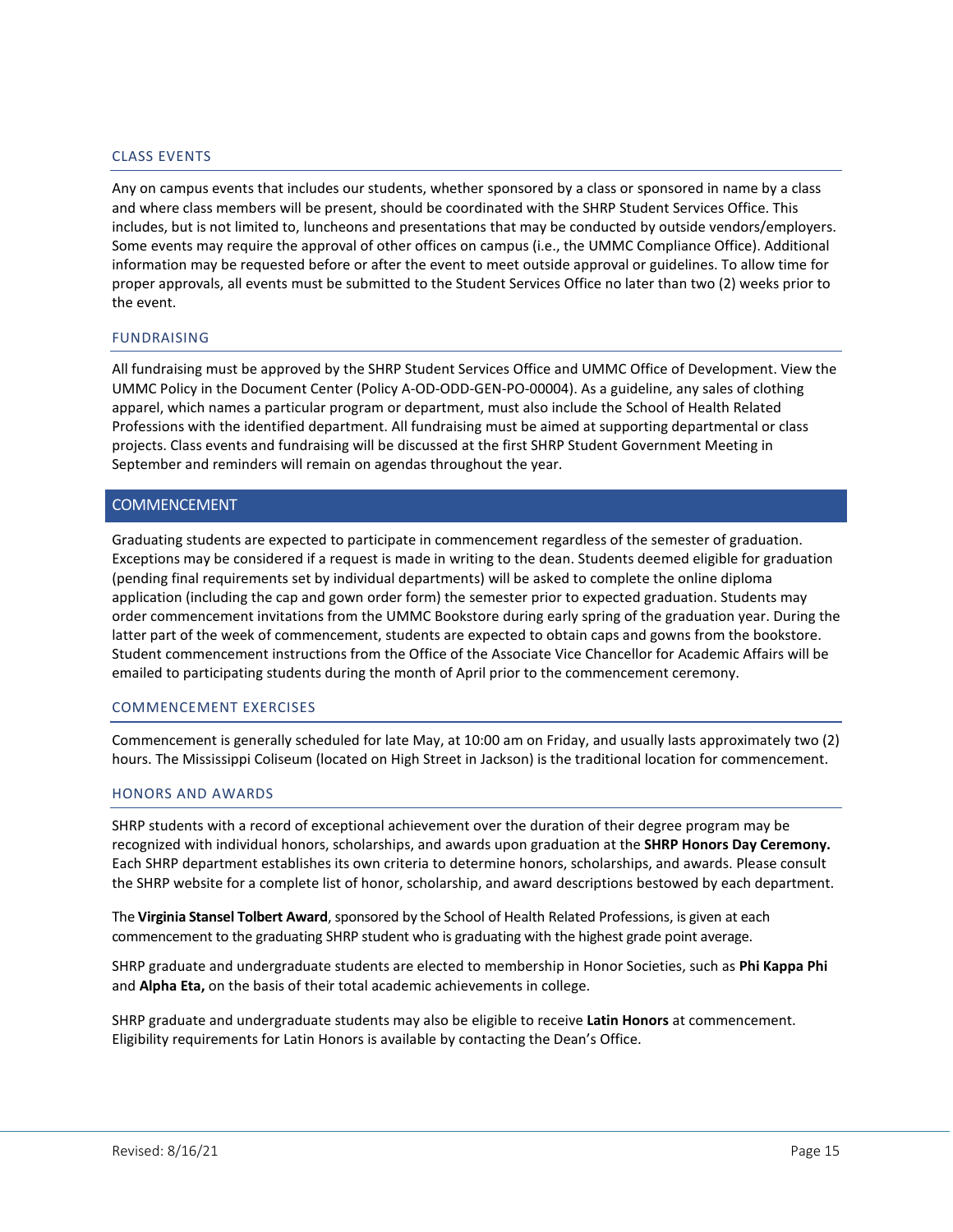### CLASS EVENTS

Any on campus events that includes our students, whether sponsored by a class or sponsored in name by a class and where class members will be present, should be coordinated with the SHRP Student Services Office. This includes, but is not limited to, luncheons and presentations that may be conducted by outside vendors/employers. Some events may require the approval of other offices on campus (i.e., the UMMC Compliance Office). Additional information may be requested before or after the event to meet outside approval or guidelines. To allow time for proper approvals, all events must be submitted to the Student Services Office no later than two (2) weeks prior to the event.

### FUNDRAISING

All fundraising must be approved by the SHRP Student Services Office and UMMC Office of Development. View the UMMC Policy in the Document Center (Policy A-OD-ODD-GEN-PO-00004). As a guideline, any sales of clothing apparel, which names a particular program or department, must also include the School of Health Related Professions with the identified department. All fundraising must be aimed at supporting departmental or class projects. Class events and fundraising will be discussed at the first SHRP Student Government Meeting in September and reminders will remain on agendas throughout the year.

## COMMENCEMENT

Graduating students are expected to participate in commencement regardless of the semester of graduation. Exceptions may be considered if a request is made in writing to the dean. Students deemed eligible for graduation (pending final requirements set by individual departments) will be asked to complete the online diploma application (including the cap and gown order form) the semester prior to expected graduation. Students may order commencement invitations from the UMMC Bookstore during early spring of the graduation year. During the latter part of the week of commencement, students are expected to obtain caps and gowns from the bookstore. Student commencement instructions from the Office of the Associate Vice Chancellor for Academic Affairs will be emailed to participating students during the month of April prior to the commencement ceremony.

### COMMENCEMENT EXERCISES

Commencement is generally scheduled for late May, at 10:00 am on Friday, and usually lasts approximately two (2) hours. The Mississippi Coliseum (located on High Street in Jackson) is the traditional location for commencement.

### HONORS AND AWARDS

SHRP students with a record of exceptional achievement over the duration of their degree program may be recognized with individual honors, scholarships, and awards upon graduation at the **SHRP Honors Day Ceremony.** Each SHRP department establishes its own criteria to determine honors, scholarships, and awards. Please consult the SHRP website for a complete list of honor, scholarship, and award descriptions bestowed by each department.

The **Virginia Stansel Tolbert Award**, sponsored by the School of Health Related Professions, is given at each commencement to the graduating SHRP student who is graduating with the highest grade point average.

SHRP graduate and undergraduate students are elected to membership in Honor Societies, such as **Phi Kappa Phi** and **Alpha Eta,** on the basis of their total academic achievements in college.

SHRP graduate and undergraduate students may also be eligible to receive **Latin Honors** at commencement. Eligibility requirements for Latin Honors is available by contacting the Dean's Office.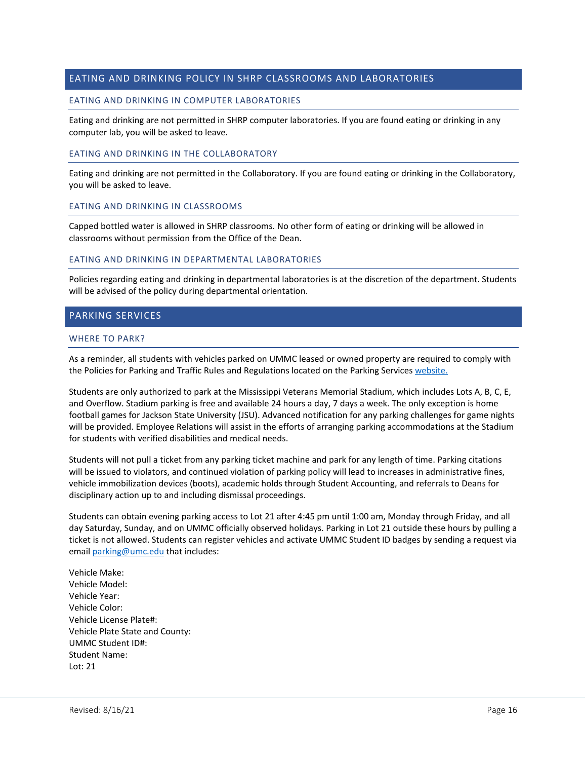## EATING AND DRINKING POLICY IN SHRP CLASSROOMS AND LABORATORIES

### EATING AND DRINKING IN COMPUTER LABORATORIES

Eating and drinking are not permitted in SHRP computer laboratories. If you are found eating or drinking in any computer lab, you will be asked to leave.

### EATING AND DRINKING IN THE COLLABORATORY

Eating and drinking are not permitted in the Collaboratory. If you are found eating or drinking in the Collaboratory, you will be asked to leave.

### EATING AND DRINKING IN CLASSROOMS

Capped bottled water is allowed in SHRP classrooms. No other form of eating or drinking will be allowed in classrooms without permission from the Office of the Dean.

### EATING AND DRINKING IN DEPARTMENTAL LABORATORIES

Policies regarding eating and drinking in departmental laboratories is at the discretion of the department. Students will be advised of the policy during departmental orientation.

## PARKING SERVICES

### WHERE TO PARK?

As a reminder, all students with vehicles parked on UMMC leased or owned property are required to comply with the Policies for Parking and Traffic Rules and Regulations located on the Parking Services [website.](#)

Students are only authorized to park at the Mississippi Veterans Memorial Stadium, which includes Lots A, B, C, E, and Overflow. Stadium parking is free and available 24 hours a day, 7 days a week. The only exception is home football games for Jackson State University (JSU). Advanced notification for any parking challenges for game nights will be provided. Employee Relations will assist in the efforts of arranging parking accommodations at the Stadium for students with verified disabilities and medical needs.

Students will not pull a ticket from any parking ticket machine and park for any length of time. Parking citations will be issued to violators, and continued violation of parking policy will lead to increases in administrative fines, vehicle immobilization devices (boots), academic holds through Student Accounting, and referrals to Deans for disciplinary action up to and including dismissal proceedings.

Students can obtain evening parking access to Lot 21 after 4:45 pm until 1:00 am, Monday through Friday, and all day Saturday, Sunday, and on UMMC officially observed holidays. Parking in Lot 21 outside these hours by pulling a ticket is not allowed. Students can register vehicles and activate UMMC Student ID badges by sending a request via email parking@umc.edu that includes:

Vehicle Make:
Vehicle Model:
Vehicle Year:
Vehicle Color:
Vehicle License Plate#:
Vehicle Plate State and County:
UMMC Student ID#:
Student Name:
Lot: 21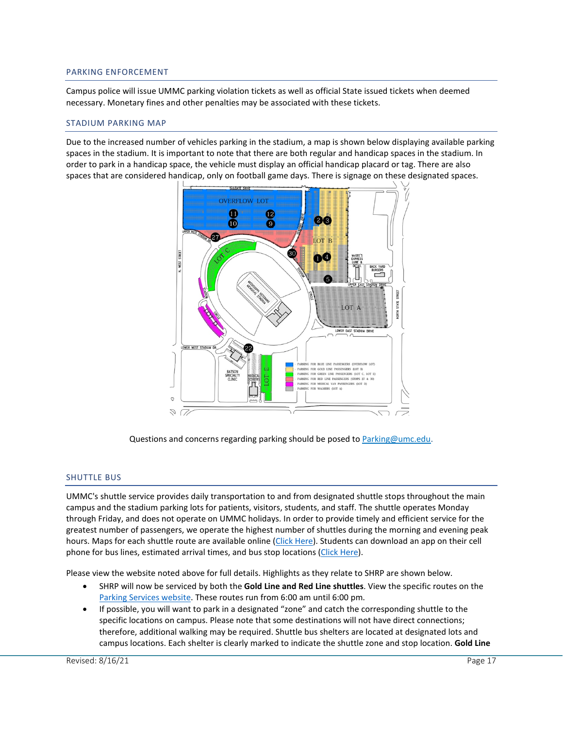## PARKING ENFORCEMENT

Campus police will issue UMMC parking violation tickets as well as official State issued tickets when deemed necessary. Monetary fines and other penalties may be associated with these tickets.

## STADIUM PARKING MAP

Due to the increased number of vehicles parking in the stadium, a map is shown below displaying available parking spaces in the stadium. It is important to note that there are both regular and handicap spaces in the stadium. In order to park in a handicap space, the vehicle must display an official handicap placard or tag. There are also spaces that are considered handicap, only on football game days. There is signage on these designated spaces.

Questions and concerns regarding parking should be posed to Parking@umc.edu.

## SHUTTLE BUS

UMMC's shuttle service provides daily transportation to and from designated shuttle stops throughout the main campus and the stadium parking lots for patients, visitors, students, and staff. The shuttle operates Monday through Friday, and does not operate on UMMC holidays. In order to provide timely and efficient service for the greatest number of passengers, we operate the highest number of shuttles during the morning and evening peak hours. Maps for each shuttle route are available online (Click Here). Students can download an app on their cell phone for bus lines, estimated arrival times, and bus stop locations (Click Here).

Please view the website noted above for full details. Highlights as they relate to SHRP are shown below.

- SHRP will now be serviced by both the **Gold Line and Red Line shuttles**. View the specific routes on the Parking Services website. These routes run from 6:00 am until 6:00 pm.
- If possible, you will want to park in a designated "zone" and catch the corresponding shuttle to the specific locations on campus. Please note that some destinations will not have direct connections; therefore, additional walking may be required. Shuttle bus shelters are located at designated lots and campus locations. Each shelter is clearly marked to indicate the shuttle zone and stop location. **Gold Line**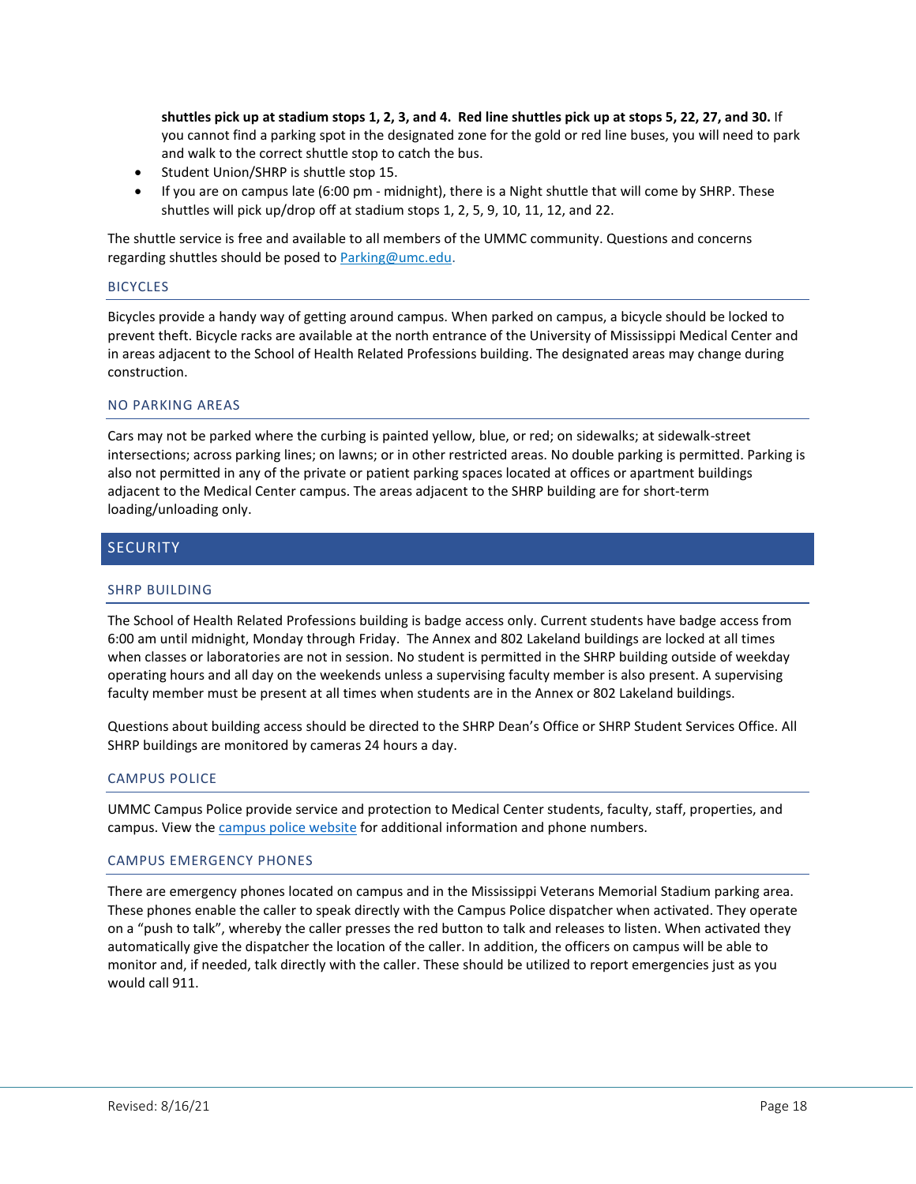**shuttles pick up at stadium stops 1, 2, 3, and 4. Red line shuttles pick up at stops 5, 22, 27, and 30.** If you cannot find a parking spot in the designated zone for the gold or red line buses, you will need to park and walk to the correct shuttle stop to catch the bus.

- Student Union/SHRP is shuttle stop 15.
- If you are on campus late (6:00 pm - midnight), there is a Night shuttle that will come by SHRP. These shuttles will pick up/drop off at stadium stops 1, 2, 5, 9, 10, 11, 12, and 22.

The shuttle service is free and available to all members of the UMMC community. Questions and concerns regarding shuttles should be posed to [Parking@umc.edu](mailto:Parking@umc.edu).

### BICYCLES

Bicycles provide a handy way of getting around campus. When parked on campus, a bicycle should be locked to prevent theft. Bicycle racks are available at the north entrance of the University of Mississippi Medical Center and in areas adjacent to the School of Health Related Professions building. The designated areas may change during construction.

### NO PARKING AREAS

Cars may not be parked where the curbing is painted yellow, blue, or red; on sidewalks; at sidewalk-street intersections; across parking lines; on lawns; or in other restricted areas. No double parking is permitted. Parking is also not permitted in any of the private or patient parking spaces located at offices or apartment buildings adjacent to the Medical Center campus. The areas adjacent to the SHRP building are for short-term loading/unloading only.

## SECURITY

### SHRP BUILDING

The School of Health Related Professions building is badge access only. Current students have badge access from 6:00 am until midnight, Monday through Friday. The Annex and 802 Lakeland buildings are locked at all times when classes or laboratories are not in session. No student is permitted in the SHRP building outside of weekday operating hours and all day on the weekends unless a supervising faculty member is also present. A supervising faculty member must be present at all times when students are in the Annex or 802 Lakeland buildings.

Questions about building access should be directed to the SHRP Dean's Office or SHRP Student Services Office. All SHRP buildings are monitored by cameras 24 hours a day.

### CAMPUS POLICE

UMMC Campus Police provide service and protection to Medical Center students, faculty, staff, properties, and campus. View the campus police website for additional information and phone numbers.

### CAMPUS EMERGENCY PHONES

There are emergency phones located on campus and in the Mississippi Veterans Memorial Stadium parking area. These phones enable the caller to speak directly with the Campus Police dispatcher when activated. They operate on a "push to talk", whereby the caller presses the red button to talk and releases to listen. When activated they automatically give the dispatcher the location of the caller. In addition, the officers on campus will be able to monitor and, if needed, talk directly with the caller. These should be utilized to report emergencies just as you would call 911.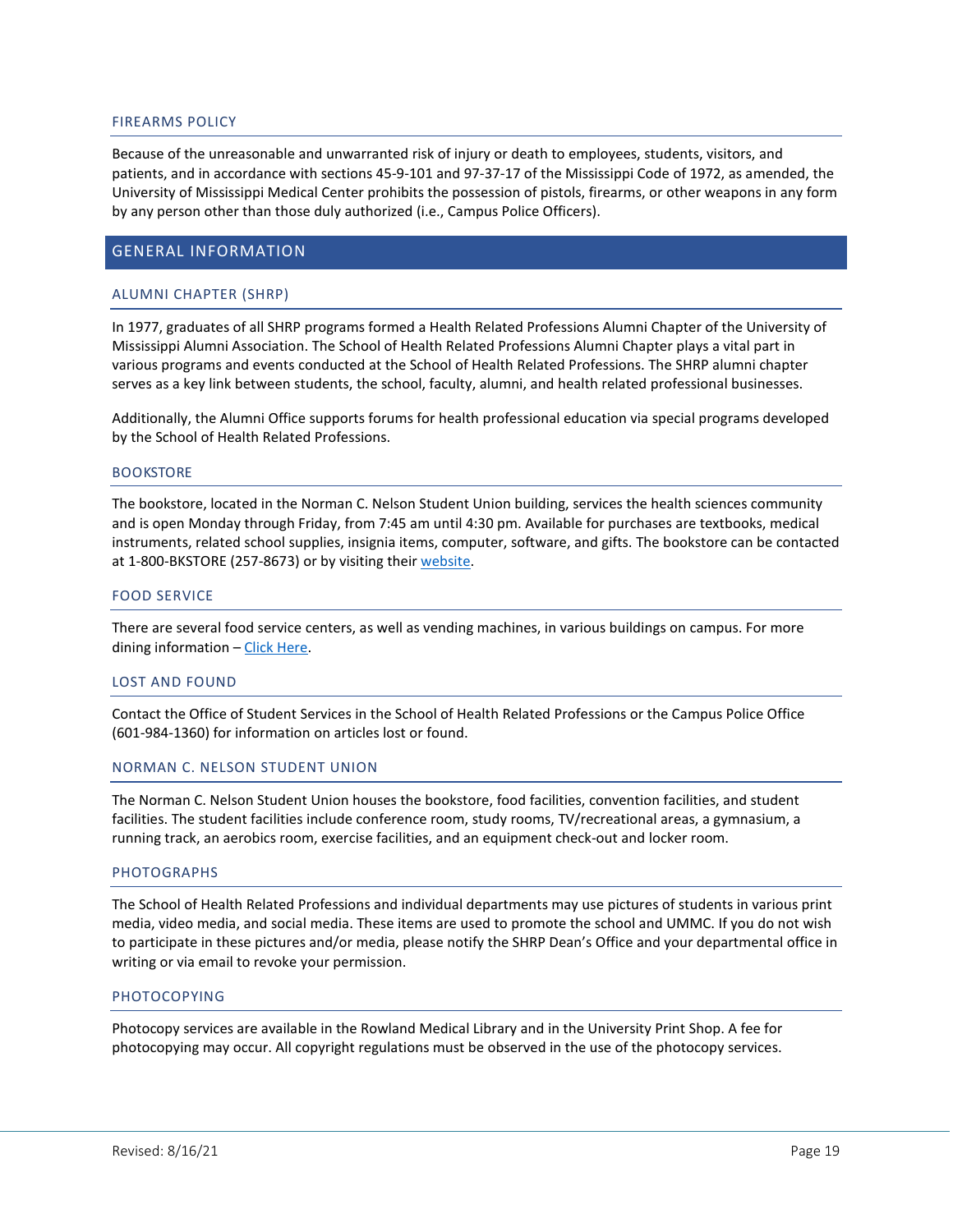### FIREARMS POLICY

Because of the unreasonable and unwarranted risk of injury or death to employees, students, visitors, and patients, and in accordance with sections 45-9-101 and 97-37-17 of the Mississippi Code of 1972, as amended, the University of Mississippi Medical Center prohibits the possession of pistols, firearms, or other weapons in any form by any person other than those duly authorized (i.e., Campus Police Officers).

## GENERAL INFORMATION

### ALUMNI CHAPTER (SHRP)

In 1977, graduates of all SHRP programs formed a Health Related Professions Alumni Chapter of the University of Mississippi Alumni Association. The School of Health Related Professions Alumni Chapter plays a vital part in various programs and events conducted at the School of Health Related Professions. The SHRP alumni chapter serves as a key link between students, the school, faculty, alumni, and health related professional businesses.

Additionally, the Alumni Office supports forums for health professional education via special programs developed by the School of Health Related Professions.

### BOOKSTORE

The bookstore, located in the Norman C. Nelson Student Union building, services the health sciences community and is open Monday through Friday, from 7:45 am until 4:30 pm. Available for purchases are textbooks, medical instruments, related school supplies, insignia items, computer, software, and gifts. The bookstore can be contacted at 1-800-BKSTORE (257-8673) or by visiting their website.

### FOOD SERVICE

There are several food service centers, as well as vending machines, in various buildings on campus. For more dining information – Click Here.

### LOST AND FOUND

Contact the Office of Student Services in the School of Health Related Professions or the Campus Police Office (601-984-1360) for information on articles lost or found.

### NORMAN C. NELSON STUDENT UNION

The Norman C. Nelson Student Union houses the bookstore, food facilities, convention facilities, and student facilities. The student facilities include conference room, study rooms, TV/recreational areas, a gymnasium, a running track, an aerobics room, exercise facilities, and an equipment check-out and locker room.

### PHOTOGRAPHS

The School of Health Related Professions and individual departments may use pictures of students in various print media, video media, and social media. These items are used to promote the school and UMMC. If you do not wish to participate in these pictures and/or media, please notify the SHRP Dean's Office and your departmental office in writing or via email to revoke your permission.

### PHOTOCOPYING

Photocopy services are available in the Rowland Medical Library and in the University Print Shop. A fee for photocopying may occur. All copyright regulations must be observed in the use of the photocopy services.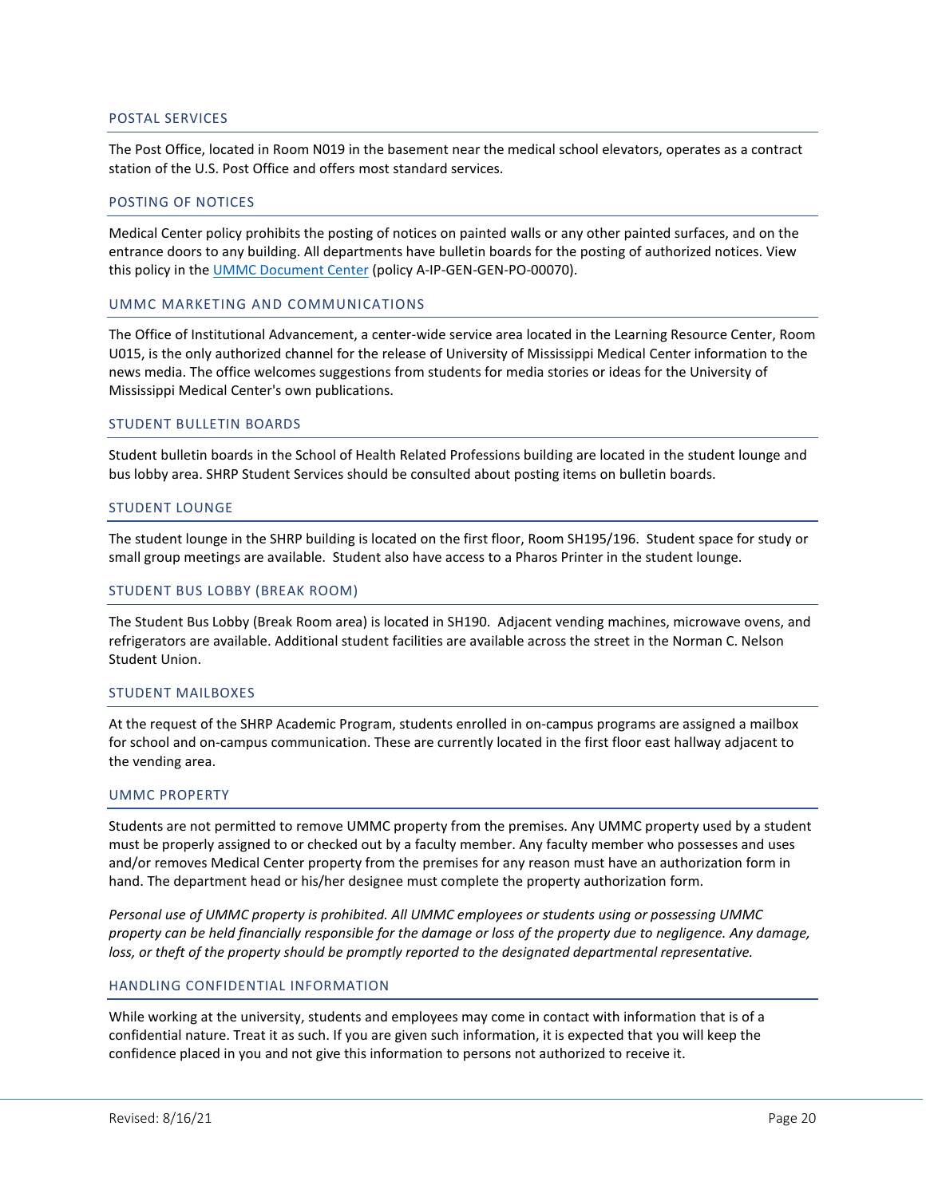## POSTAL SERVICES

The Post Office, located in Room N019 in the basement near the medical school elevators, operates as a contract station of the U.S. Post Office and offers most standard services.

## POSTING OF NOTICES

Medical Center policy prohibits the posting of notices on painted walls or any other painted surfaces, and on the entrance doors to any building. All departments have bulletin boards for the posting of authorized notices. View this policy in the UMMC Document Center (policy A-IP-GEN-GEN-PO-00070).

## UMMC MARKETING AND COMMUNICATIONS

The Office of Institutional Advancement, a center-wide service area located in the Learning Resource Center, Room U015, is the only authorized channel for the release of University of Mississippi Medical Center information to the news media. The office welcomes suggestions from students for media stories or ideas for the University of Mississippi Medical Center's own publications.

## STUDENT BULLETIN BOARDS

Student bulletin boards in the School of Health Related Professions building are located in the student lounge and bus lobby area. SHRP Student Services should be consulted about posting items on bulletin boards.

## STUDENT LOUNGE

The student lounge in the SHRP building is located on the first floor, Room SH195/196. Student space for study or small group meetings are available. Student also have access to a Pharos Printer in the student lounge.

## STUDENT BUS LOBBY (BREAK ROOM)

The Student Bus Lobby (Break Room area) is located in SH190. Adjacent vending machines, microwave ovens, and refrigerators are available. Additional student facilities are available across the street in the Norman C. Nelson Student Union.

## STUDENT MAILBOXES

At the request of the SHRP Academic Program, students enrolled in on-campus programs are assigned a mailbox for school and on-campus communication. These are currently located in the first floor east hallway adjacent to the vending area.

## UMMC PROPERTY

Students are not permitted to remove UMMC property from the premises. Any UMMC property used by a student must be properly assigned to or checked out by a faculty member. Any faculty member who possesses and uses and/or removes Medical Center property from the premises for any reason must have an authorization form in hand. The department head or his/her designee must complete the property authorization form.

*Personal use of UMMC property is prohibited. All UMMC employees or students using or possessing UMMC property can be held financially responsible for the damage or loss of the property due to negligence. Any damage, loss, or theft of the property should be promptly reported to the designated departmental representative.*

## HANDLING CONFIDENTIAL INFORMATION

While working at the university, students and employees may come in contact with information that is of a confidential nature. Treat it as such. If you are given such information, it is expected that you will keep the confidence placed in you and not give this information to persons not authorized to receive it.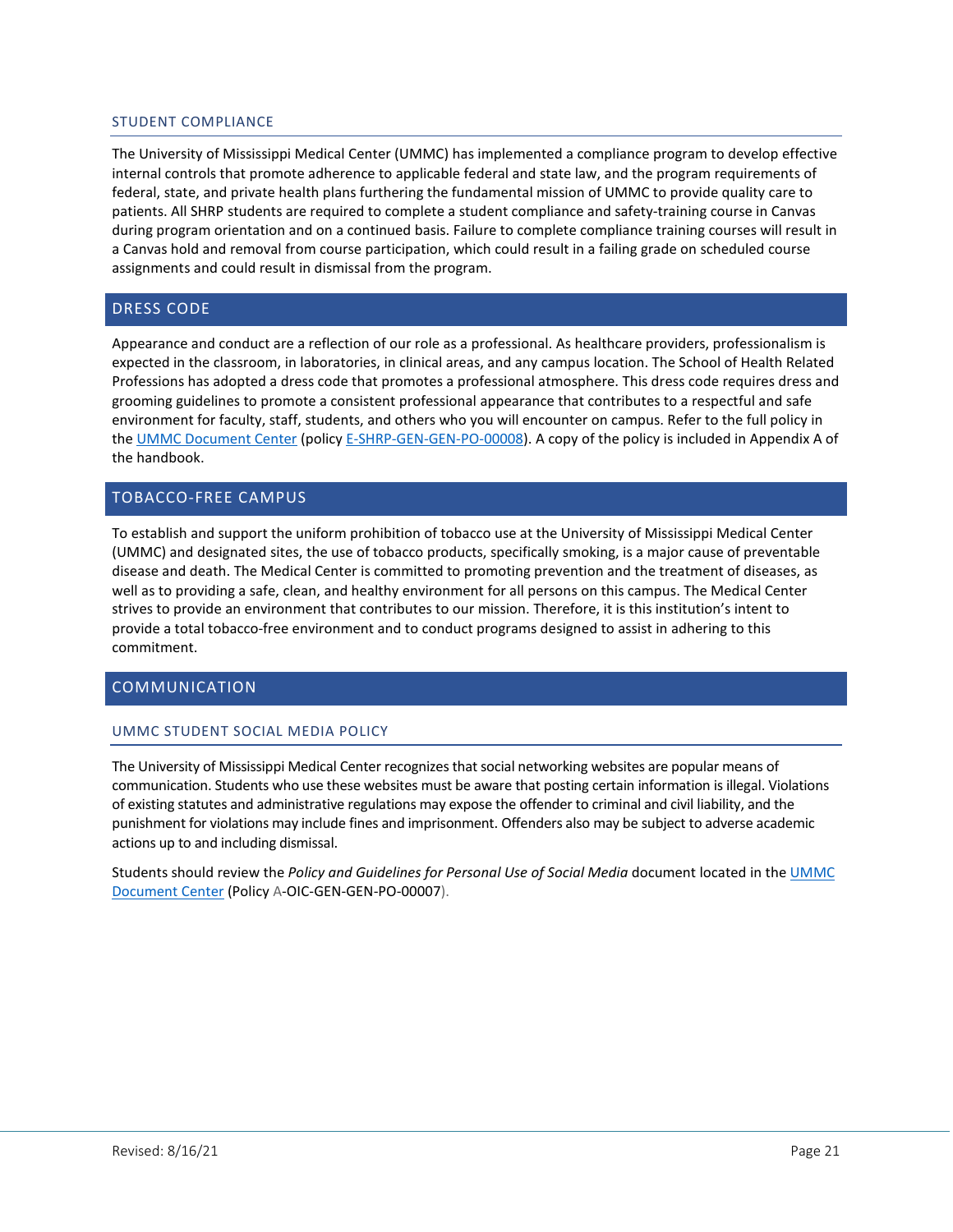### STUDENT COMPLIANCE

The University of Mississippi Medical Center (UMMC) has implemented a compliance program to develop effective internal controls that promote adherence to applicable federal and state law, and the program requirements of federal, state, and private health plans furthering the fundamental mission of UMMC to provide quality care to patients. All SHRP students are required to complete a student compliance and safety-training course in Canvas during program orientation and on a continued basis. Failure to complete compliance training courses will result in a Canvas hold and removal from course participation, which could result in a failing grade on scheduled course assignments and could result in dismissal from the program.

## DRESS CODE

Appearance and conduct are a reflection of our role as a professional. As healthcare providers, professionalism is expected in the classroom, in laboratories, in clinical areas, and any campus location. The School of Health Related Professions has adopted a dress code that promotes a professional atmosphere. This dress code requires dress and grooming guidelines to promote a consistent professional appearance that contributes to a respectful and safe environment for faculty, staff, students, and others who you will encounter on campus. Refer to the full policy in the UMMC Document Center (policy E-SHRP-GEN-GEN-PO-00008). A copy of the policy is included in Appendix A of the handbook.

## TOBACCO-FREE CAMPUS

To establish and support the uniform prohibition of tobacco use at the University of Mississippi Medical Center (UMMC) and designated sites, the use of tobacco products, specifically smoking, is a major cause of preventable disease and death. The Medical Center is committed to promoting prevention and the treatment of diseases, as well as to providing a safe, clean, and healthy environment for all persons on this campus. The Medical Center strives to provide an environment that contributes to our mission. Therefore, it is this institution's intent to provide a total tobacco-free environment and to conduct programs designed to assist in adhering to this commitment.

## COMMUNICATION

### UMMC STUDENT SOCIAL MEDIA POLICY

The University of Mississippi Medical Center recognizes that social networking websites are popular means of communication. Students who use these websites must be aware that posting certain information is illegal. Violations of existing statutes and administrative regulations may expose the offender to criminal and civil liability, and the punishment for violations may include fines and imprisonment. Offenders also may be subject to adverse academic actions up to and including dismissal.

Students should review the *Policy and Guidelines for Personal Use of Social Media* document located in the UMMC Document Center (Policy A-OIC-GEN-GEN-PO-00007).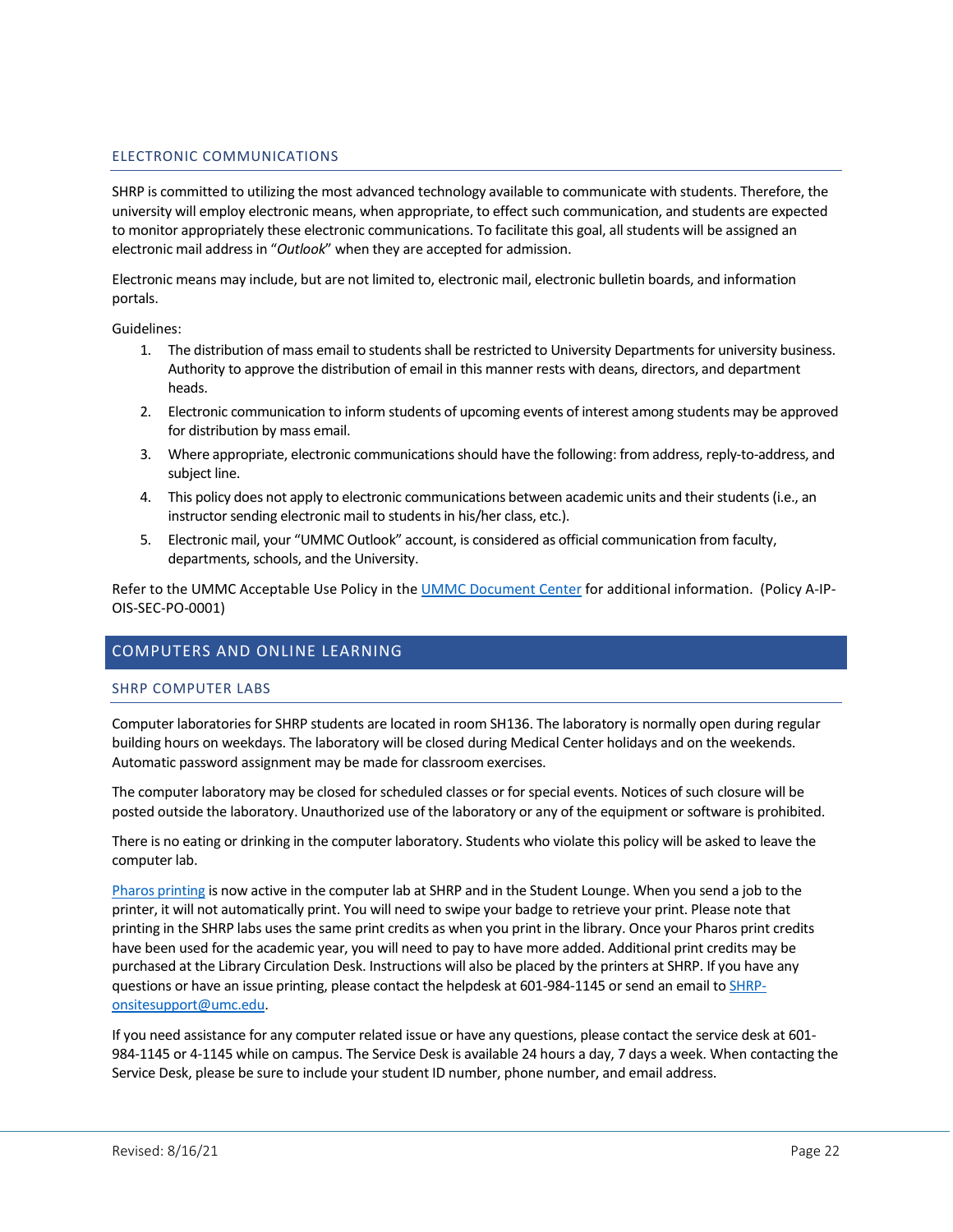### ELECTRONIC COMMUNICATIONS

SHRP is committed to utilizing the most advanced technology available to communicate with students. Therefore, the university will employ electronic means, when appropriate, to effect such communication, and students are expected to monitor appropriately these electronic communications. To facilitate this goal, all students will be assigned an electronic mail address in "*Outlook*" when they are accepted for admission.

Electronic means may include, but are not limited to, electronic mail, electronic bulletin boards, and information portals.

Guidelines:

1. The distribution of mass email to students shall be restricted to University Departments for university business. Authority to approve the distribution of email in this manner rests with deans, directors, and department heads.
2. Electronic communication to inform students of upcoming events of interest among students may be approved for distribution by mass email.
3. Where appropriate, electronic communications should have the following: from address, reply-to-address, and subject line.
4. This policy does not apply to electronic communications between academic units and their students (i.e., an instructor sending electronic mail to students in his/her class, etc.).
5. Electronic mail, your "UMMC Outlook" account, is considered as official communication from faculty, departments, schools, and the University.

Refer to the UMMC Acceptable Use Policy in the UMMC Document Center for additional information. (Policy A-IP-OIS-SEC-PO-0001)

## COMPUTERS AND ONLINE LEARNING

### SHRP COMPUTER LABS

Computer laboratories for SHRP students are located in room SH136. The laboratory is normally open during regular building hours on weekdays. The laboratory will be closed during Medical Center holidays and on the weekends. Automatic password assignment may be made for classroom exercises.

The computer laboratory may be closed for scheduled classes or for special events. Notices of such closure will be posted outside the laboratory. Unauthorized use of the laboratory or any of the equipment or software is prohibited.

There is no eating or drinking in the computer laboratory. Students who violate this policy will be asked to leave the computer lab.

Pharos printing is now active in the computer lab at SHRP and in the Student Lounge. When you send a job to the printer, it will not automatically print. You will need to swipe your badge to retrieve your print. Please note that printing in the SHRP labs uses the same print credits as when you print in the library. Once your Pharos print credits have been used for the academic year, you will need to pay to have more added. Additional print credits may be purchased at the Library Circulation Desk. Instructions will also be placed by the printers at SHRP. If you have any questions or have an issue printing, please contact the helpdesk at 601-984-1145 or send an email to SHRP-onsitesupport@umc.edu.

If you need assistance for any computer related issue or have any questions, please contact the service desk at 601-984-1145 or 4-1145 while on campus. The Service Desk is available 24 hours a day, 7 days a week. When contacting the Service Desk, please be sure to include your student ID number, phone number, and email address.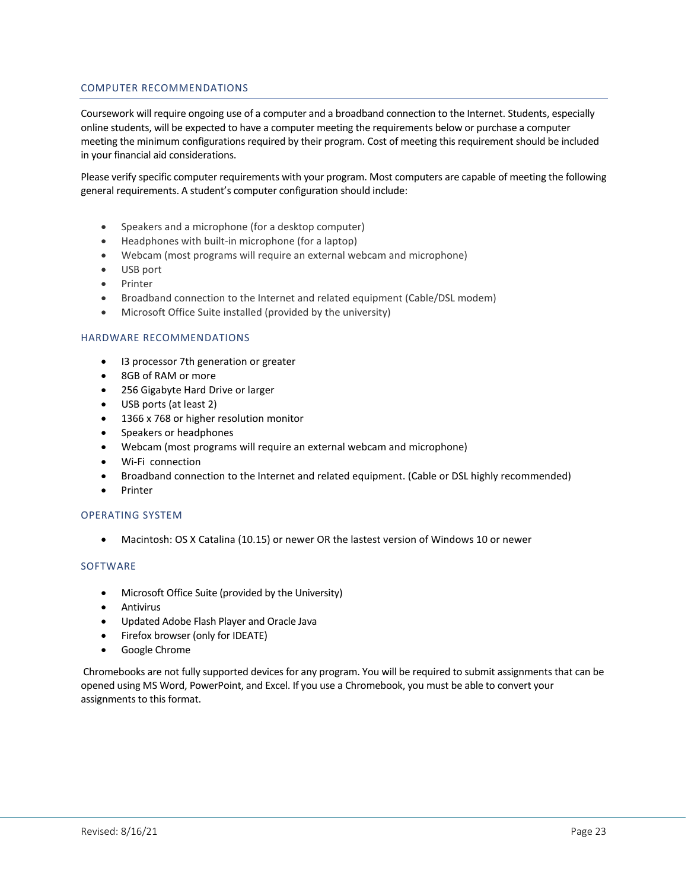## COMPUTER RECOMMENDATIONS

Coursework will require ongoing use of a computer and a broadband connection to the Internet. Students, especially online students, will be expected to have a computer meeting the requirements below or purchase a computer meeting the minimum configurations required by their program. Cost of meeting this requirement should be included in your financial aid considerations.

Please verify specific computer requirements with your program. Most computers are capable of meeting the following general requirements. A student's computer configuration should include:

- Speakers and a microphone (for a desktop computer)
- Headphones with built-in microphone (for a laptop)
- Webcam (most programs will require an external webcam and microphone)
- USB port
- Printer
- Broadband connection to the Internet and related equipment (Cable/DSL modem)
- Microsoft Office Suite installed (provided by the university)

## HARDWARE RECOMMENDATIONS

- I3 processor 7th generation or greater
- 8GB of RAM or more
- 256 Gigabyte Hard Drive or larger
- USB ports (at least 2)
- 1366 x 768 or higher resolution monitor
- Speakers or headphones
- Webcam (most programs will require an external webcam and microphone)
- Wi-Fi connection
- Broadband connection to the Internet and related equipment. (Cable or DSL highly recommended)
- Printer

## OPERATING SYSTEM

- Macintosh: OS X Catalina (10.15) or newer OR the lastest version of Windows 10 or newer

## SOFTWARE

- Microsoft Office Suite (provided by the University)
- Antivirus
- Updated Adobe Flash Player and Oracle Java
- Firefox browser (only for IDEATE)
- Google Chrome

Chromebooks are not fully supported devices for any program. You will be required to submit assignments that can be opened using MS Word, PowerPoint, and Excel. If you use a Chromebook, you must be able to convert your assignments to this format.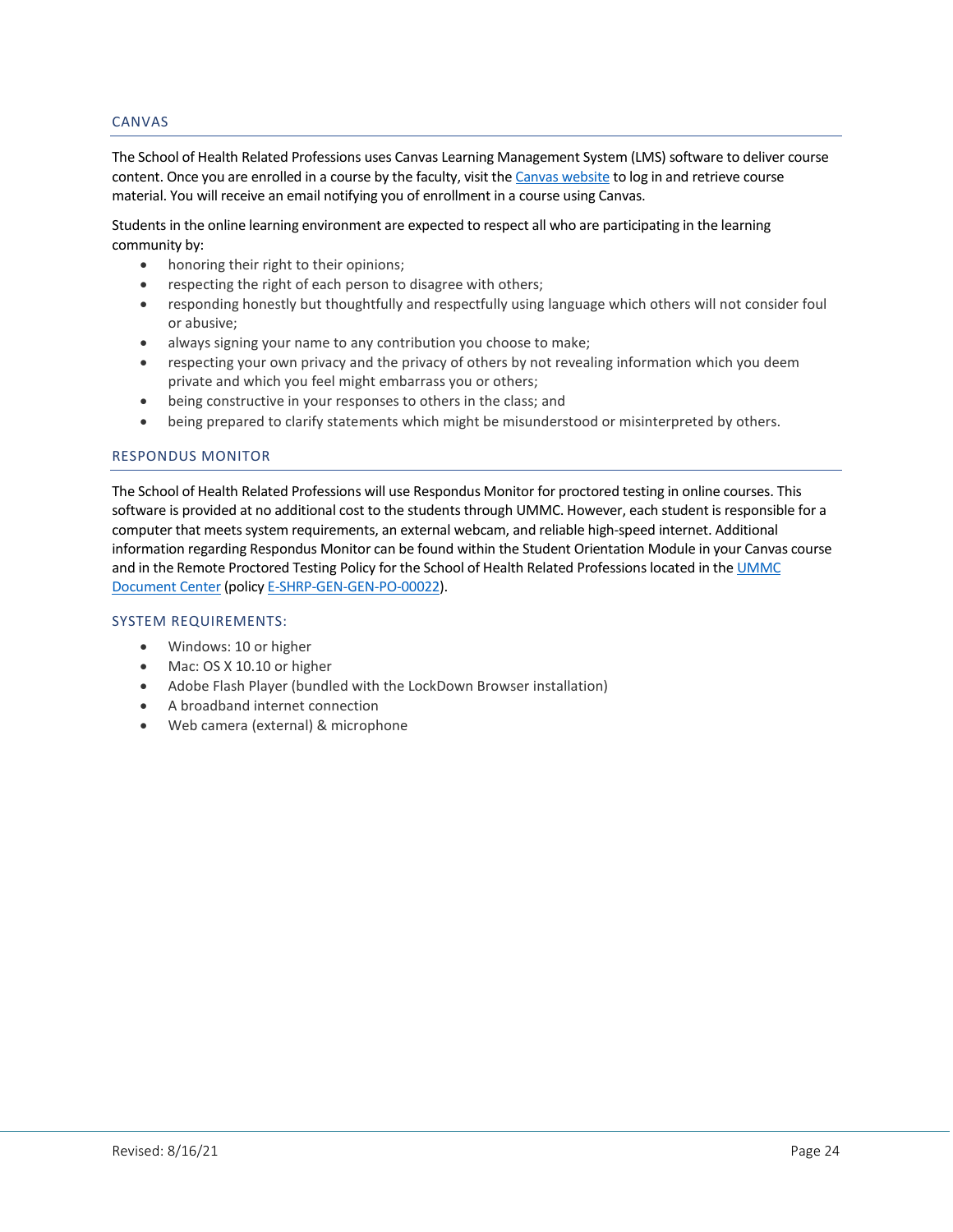## CANVAS

The School of Health Related Professions uses Canvas Learning Management System (LMS) software to deliver course content. Once you are enrolled in a course by the faculty, visit the Canvas website to log in and retrieve course material. You will receive an email notifying you of enrollment in a course using Canvas.

Students in the online learning environment are expected to respect all who are participating in the learning community by:

- honoring their right to their opinions;
- respecting the right of each person to disagree with others;
- responding honestly but thoughtfully and respectfully using language which others will not consider foul or abusive;
- always signing your name to any contribution you choose to make;
- respecting your own privacy and the privacy of others by not revealing information which you deem private and which you feel might embarrass you or others;
- being constructive in your responses to others in the class; and
- being prepared to clarify statements which might be misunderstood or misinterpreted by others.

## RESPONDUS MONITOR

The School of Health Related Professions will use Respondus Monitor for proctored testing in online courses. This software is provided at no additional cost to the students through UMMC. However, each student is responsible for a computer that meets system requirements, an external webcam, and reliable high-speed internet. Additional information regarding Respondus Monitor can be found within the Student Orientation Module in your Canvas course and in the Remote Proctored Testing Policy for the School of Health Related Professions located in the UMMC Document Center (policy E-SHRP-GEN-GEN-PO-00022).

### SYSTEM REQUIREMENTS:

- Windows: 10 or higher
- Mac: OS X 10.10 or higher
- Adobe Flash Player (bundled with the LockDown Browser installation)
- A broadband internet connection
- Web camera (external) & microphone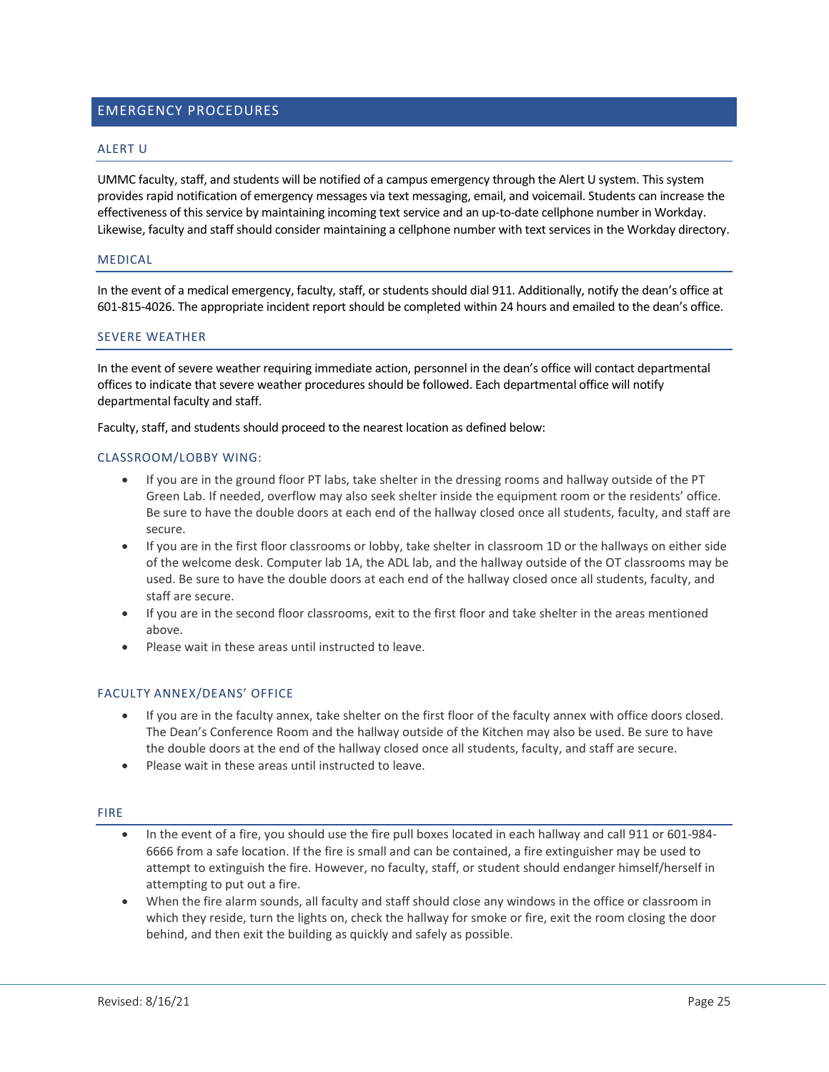# EMERGENCY PROCEDURES

## ALERT U

UMMC faculty, staff, and students will be notified of a campus emergency through the Alert U system. This system provides rapid notification of emergency messages via text messaging, email, and voicemail. Students can increase the effectiveness of this service by maintaining incoming text service and an up-to-date cellphone number in Workday. Likewise, faculty and staff should consider maintaining a cellphone number with text services in the Workday directory.

## MEDICAL

In the event of a medical emergency, faculty, staff, or students should dial 911. Additionally, notify the dean's office at 601-815-4026. The appropriate incident report should be completed within 24 hours and emailed to the dean's office.

## SEVERE WEATHER

In the event of severe weather requiring immediate action, personnel in the dean's office will contact departmental offices to indicate that severe weather procedures should be followed. Each departmental office will notify departmental faculty and staff.

Faculty, staff, and students should proceed to the nearest location as defined below:

### CLASSROOM/LOBBY WING:

- If you are in the ground floor PT labs, take shelter in the dressing rooms and hallway outside of the PT Green Lab. If needed, overflow may also seek shelter inside the equipment room or the residents' office. Be sure to have the double doors at each end of the hallway closed once all students, faculty, and staff are secure.
- If you are in the first floor classrooms or lobby, take shelter in classroom 1D or the hallways on either side of the welcome desk. Computer lab 1A, the ADL lab, and the hallway outside of the OT classrooms may be used. Be sure to have the double doors at each end of the hallway closed once all students, faculty, and staff are secure.
- If you are in the second floor classrooms, exit to the first floor and take shelter in the areas mentioned above.
- Please wait in these areas until instructed to leave.

### FACULTY ANNEX/DEANS' OFFICE

- If you are in the faculty annex, take shelter on the first floor of the faculty annex with office doors closed. The Dean's Conference Room and the hallway outside of the Kitchen may also be used. Be sure to have the double doors at the end of the hallway closed once all students, faculty, and staff are secure.
- Please wait in these areas until instructed to leave.

## FIRE

- In the event of a fire, you should use the fire pull boxes located in each hallway and call 911 or 601-984-6666 from a safe location. If the fire is small and can be contained, a fire extinguisher may be used to attempt to extinguish the fire. However, no faculty, staff, or student should endanger himself/herself in attempting to put out a fire.
- When the fire alarm sounds, all faculty and staff should close any windows in the office or classroom in which they reside, turn the lights on, check the hallway for smoke or fire, exit the room closing the door behind, and then exit the building as quickly and safely as possible.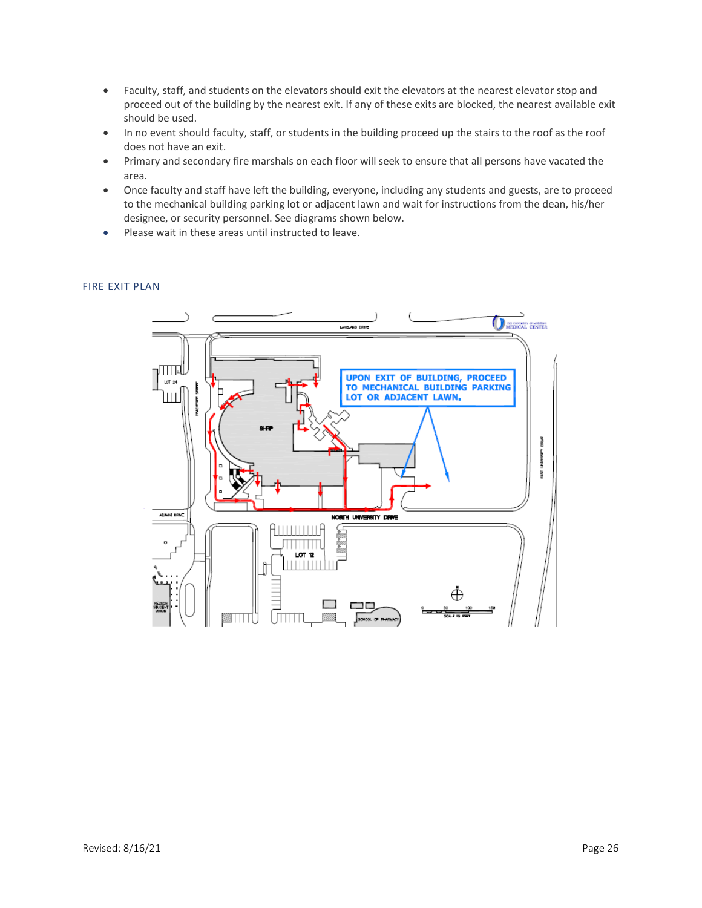- Faculty, staff, and students on the elevators should exit the elevators at the nearest elevator stop and proceed out of the building by the nearest exit. If any of these exits are blocked, the nearest available exit should be used.
- In no event should faculty, staff, or students in the building proceed up the stairs to the roof as the roof does not have an exit.
- Primary and secondary fire marshals on each floor will seek to ensure that all persons have vacated the area.
- Once faculty and staff have left the building, everyone, including any students and guests, are to proceed to the mechanical building parking lot or adjacent lawn and wait for instructions from the dean, his/her designee, or security personnel. See diagrams shown below.
- Please wait in these areas until instructed to leave.

## FIRE EXIT PLAN

UPON EXIT OF BUILDING, PROCEED TO MECHANICAL BUILDING PARKING LOT OR ADJACENT LAWN.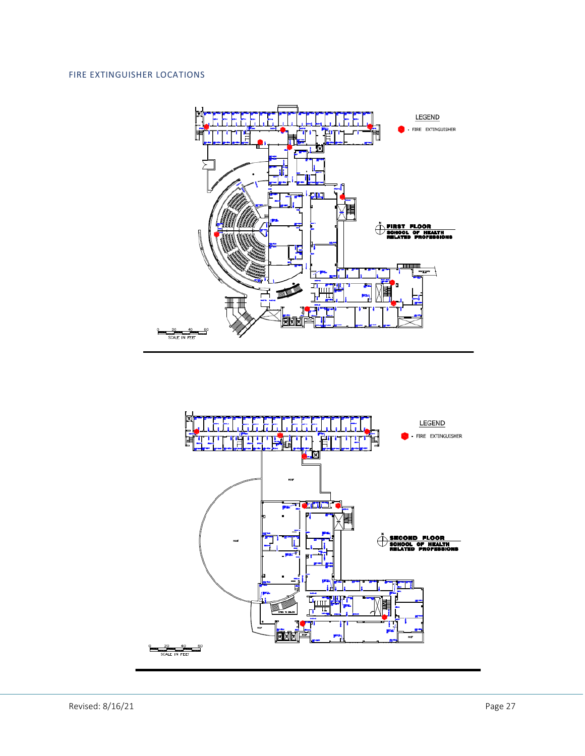## FIRE EXTINGUISHER LOCATIONS

LEGEND

- FIRE EXTINGUISHER

FIRST FLOOR
SCHOOL OF HEALTH RELATED PROFESSIONS

0 20 40 60
SCALE IN FEET

LEGEND

- FIRE EXTINGUISHER

SECOND FLOOR
SCHOOL OF HEALTH RELATED PROFESSIONS

0 20 40 60
SCALE IN FEET

Revised: 8/16/21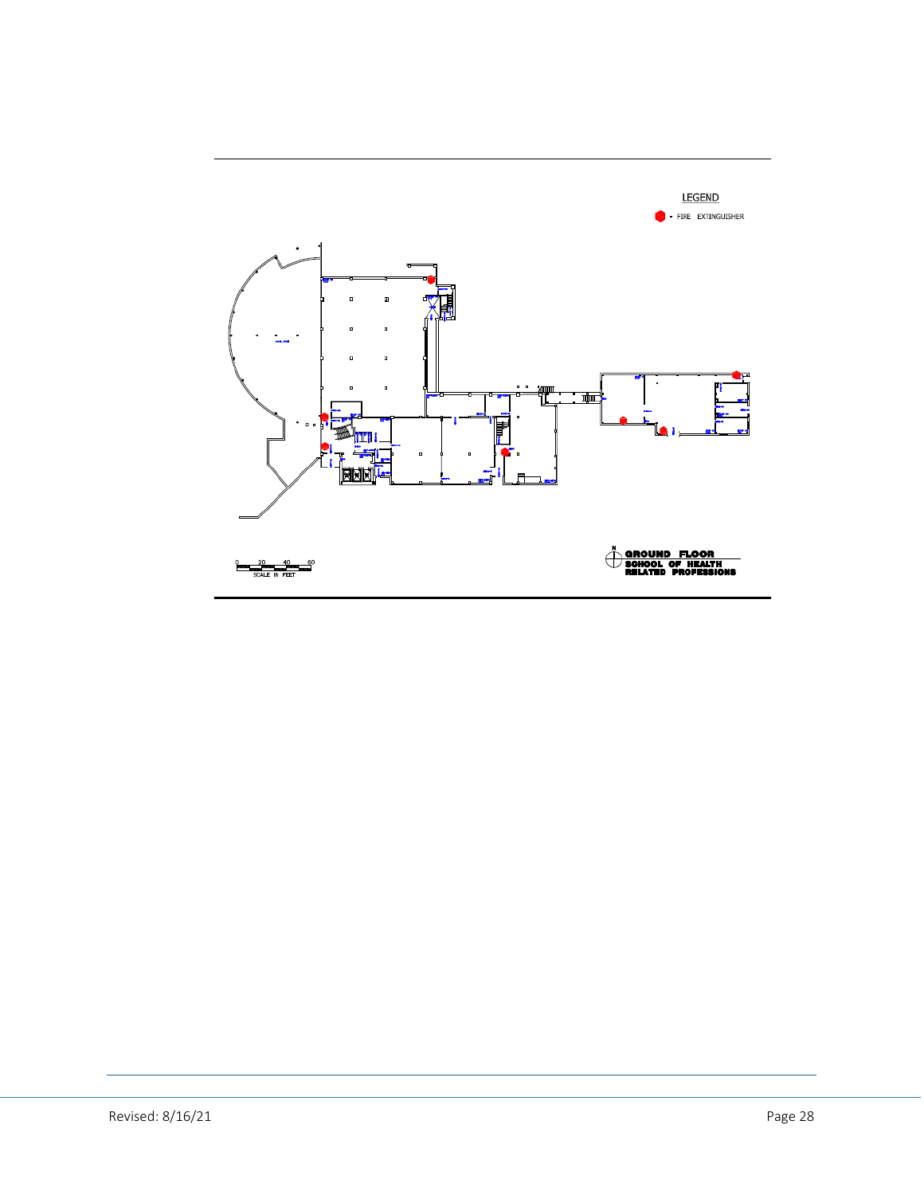LEGEND

- FIRE EXTINGUISHER

0 20 40 60
SCALE IN FEET

GROUND FLOOR
SCHOOL OF HEALTH
RELATED PROFESSIONS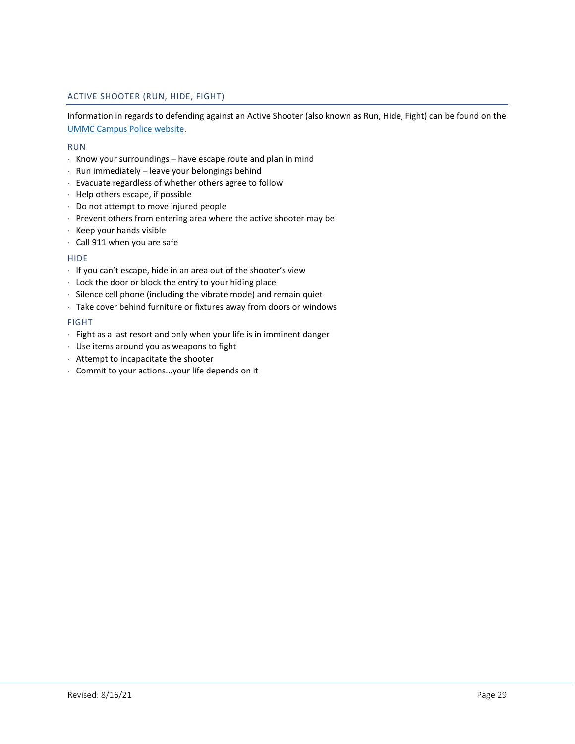## ACTIVE SHOOTER (RUN, HIDE, FIGHT)

Information in regards to defending against an Active Shooter (also known as Run, Hide, Fight) can be found on the [UMMC Campus Police website](UMMC Campus Police website).

### RUN

- Know your surroundings – have escape route and plan in mind
- Run immediately – leave your belongings behind
- Evacuate regardless of whether others agree to follow
- Help others escape, if possible
- Do not attempt to move injured people
- Prevent others from entering area where the active shooter may be
- Keep your hands visible
- Call 911 when you are safe

### HIDE

- If you can't escape, hide in an area out of the shooter's view
- Lock the door or block the entry to your hiding place
- Silence cell phone (including the vibrate mode) and remain quiet
- Take cover behind furniture or fixtures away from doors or windows

### FIGHT

- Fight as a last resort and only when your life is in imminent danger
- Use items around you as weapons to fight
- Attempt to incapacitate the shooter
- Commit to your actions...your life depends on it

Revised: 8/16/21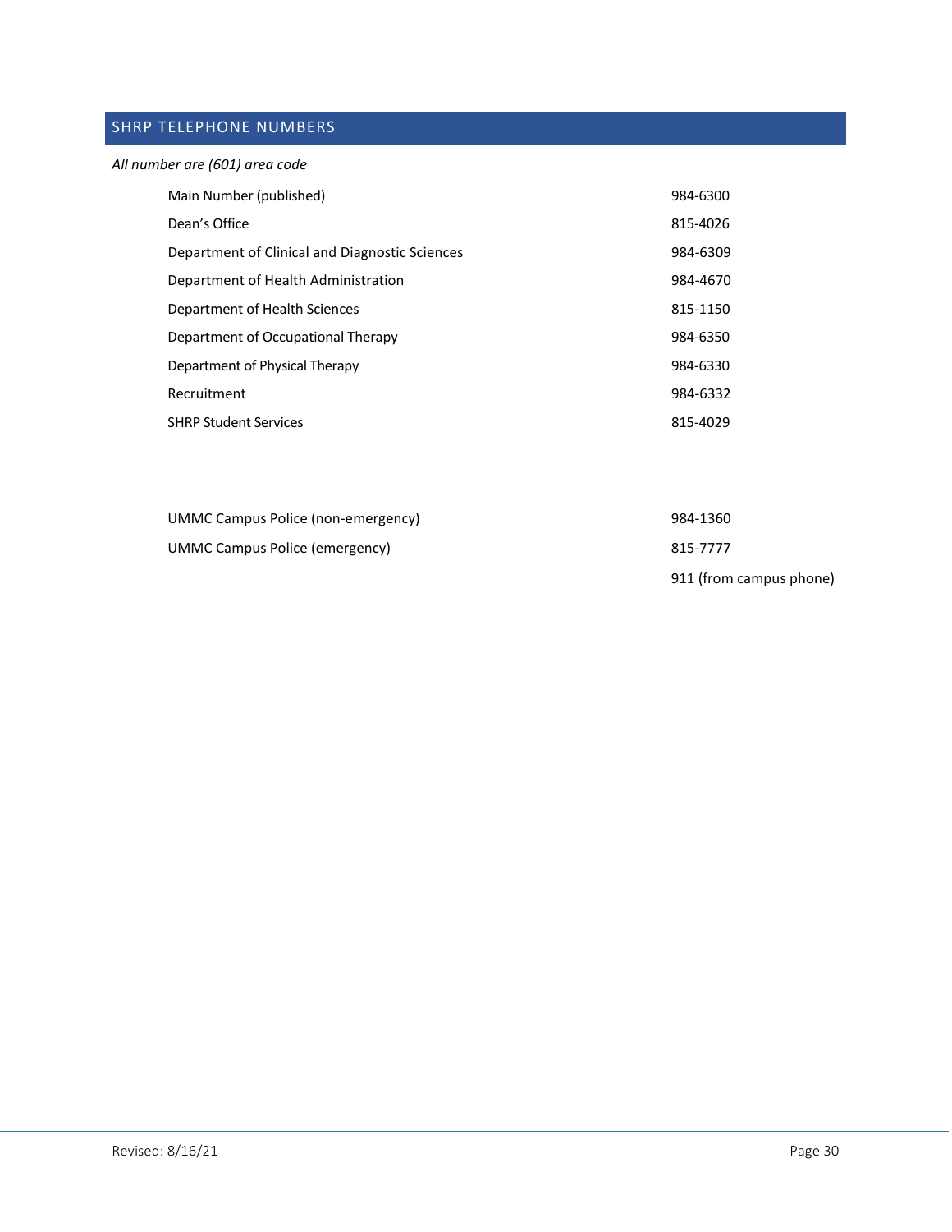## SHRP TELEPHONE NUMBERS

*All number are (601) area code*

| | |
|---|---|
| Main Number (published) | 984-6300 |
| Dean's Office | 815-4026 |
| Department of Clinical and Diagnostic Sciences | 984-6309 |
| Department of Health Administration | 984-4670 |
| Department of Health Sciences | 815-1150 |
| Department of Occupational Therapy | 984-6350 |
| Department of Physical Therapy | 984-6330 |
| Recruitment | 984-6332 |
| SHRP Student Services | 815-4029 |

| | |
|---|---|
| UMMC Campus Police (non-emergency) | 984-1360 |
| UMMC Campus Police (emergency) | 815-7777 |
| | 911 (from campus phone) |

Revised: 8/16/21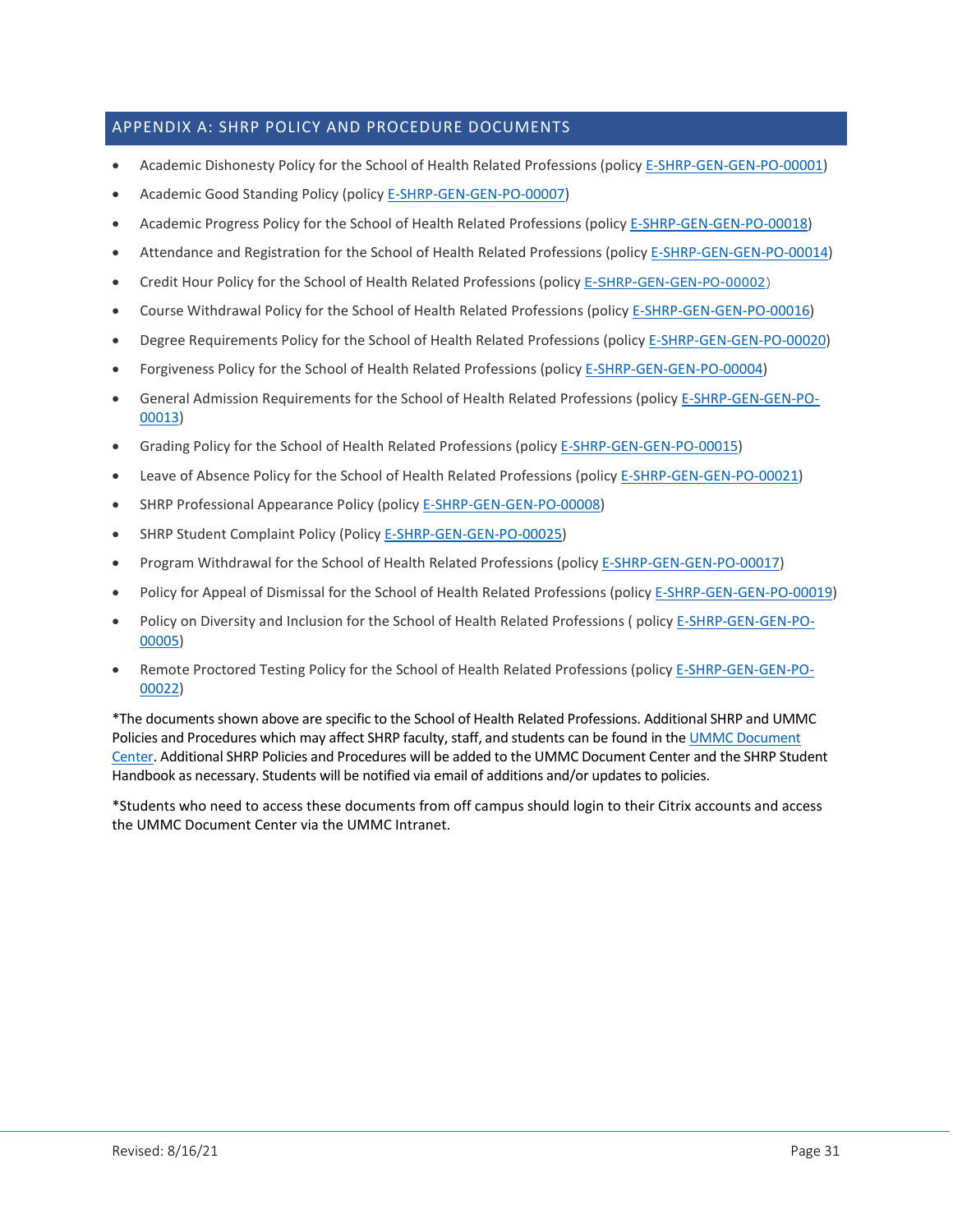## APPENDIX A: SHRP POLICY AND PROCEDURE DOCUMENTS

- Academic Dishonesty Policy for the School of Health Related Professions (policy E-SHRP-GEN-GEN-PO-00001)
- Academic Good Standing Policy (policy E-SHRP-GEN-GEN-PO-00007)
- Academic Progress Policy for the School of Health Related Professions (policy E-SHRP-GEN-GEN-PO-00018)
- Attendance and Registration for the School of Health Related Professions (policy E-SHRP-GEN-GEN-PO-00014)
- Credit Hour Policy for the School of Health Related Professions (policy E-SHRP-GEN-GEN-PO-00002)
- Course Withdrawal Policy for the School of Health Related Professions (policy E-SHRP-GEN-GEN-PO-00016)
- Degree Requirements Policy for the School of Health Related Professions (policy E-SHRP-GEN-GEN-PO-00020)
- Forgiveness Policy for the School of Health Related Professions (policy E-SHRP-GEN-GEN-PO-00004)
- General Admission Requirements for the School of Health Related Professions (policy E-SHRP-GEN-GEN-PO-00013)
- Grading Policy for the School of Health Related Professions (policy E-SHRP-GEN-GEN-PO-00015)
- Leave of Absence Policy for the School of Health Related Professions (policy E-SHRP-GEN-GEN-PO-00021)
- SHRP Professional Appearance Policy (policy E-SHRP-GEN-GEN-PO-00008)
- SHRP Student Complaint Policy (Policy E-SHRP-GEN-GEN-PO-00025)
- Program Withdrawal for the School of Health Related Professions (policy E-SHRP-GEN-GEN-PO-00017)
- Policy for Appeal of Dismissal for the School of Health Related Professions (policy E-SHRP-GEN-GEN-PO-00019)
- Policy on Diversity and Inclusion for the School of Health Related Professions ( policy E-SHRP-GEN-GEN-PO-00005)
- Remote Proctored Testing Policy for the School of Health Related Professions (policy E-SHRP-GEN-GEN-PO-00022)

*The documents shown above are specific to the School of Health Related Professions. Additional SHRP and UMMC Policies and Procedures which may affect SHRP faculty, staff, and students can be found in the UMMC Document Center. Additional SHRP Policies and Procedures will be added to the UMMC Document Center and the SHRP Student Handbook as necessary. Students will be notified via email of additions and/or updates to policies.

*Students who need to access these documents from off campus should login to their Citrix accounts and access the UMMC Document Center via the UMMC Intranet.